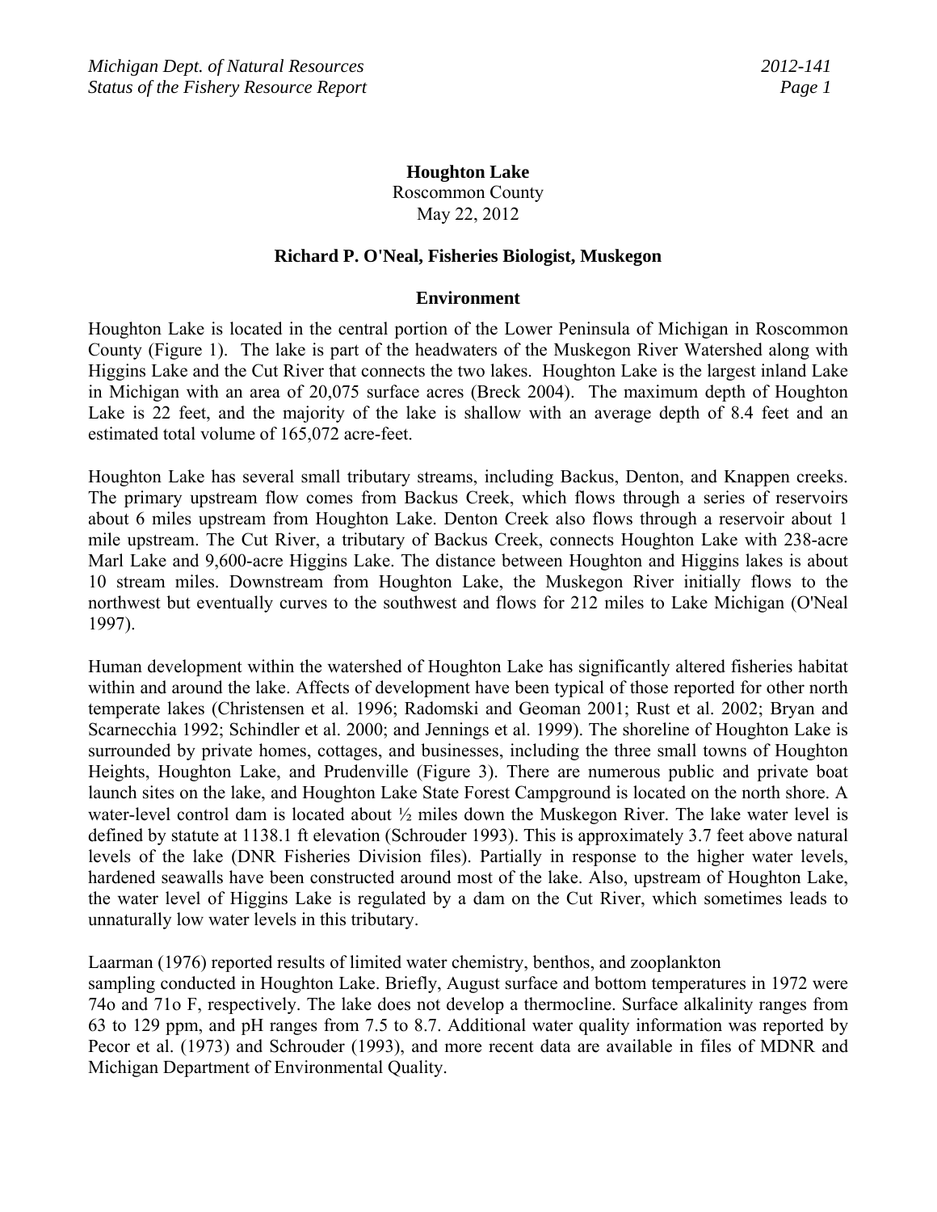# Houghton Lake

Roscommon County
May 22, 2012

**Richard P. O'Neal, Fisheries Biologist, Muskegon**

## Environment

Houghton Lake is located in the central portion of the Lower Peninsula of Michigan in Roscommon County (Figure 1). The lake is part of the headwaters of the Muskegon River Watershed along with Higgins Lake and the Cut River that connects the two lakes. Houghton Lake is the largest inland Lake in Michigan with an area of 20,075 surface acres (Breck 2004). The maximum depth of Houghton Lake is 22 feet, and the majority of the lake is shallow with an average depth of 8.4 feet and an estimated total volume of 165,072 acre-feet.

Houghton Lake has several small tributary streams, including Backus, Denton, and Knappen creeks. The primary upstream flow comes from Backus Creek, which flows through a series of reservoirs about 6 miles upstream from Houghton Lake. Denton Creek also flows through a reservoir about 1 mile upstream. The Cut River, a tributary of Backus Creek, connects Houghton Lake with 238-acre Marl Lake and 9,600-acre Higgins Lake. The distance between Houghton and Higgins lakes is about 10 stream miles. Downstream from Houghton Lake, the Muskegon River initially flows to the northwest but eventually curves to the southwest and flows for 212 miles to Lake Michigan (O'Neal 1997).

Human development within the watershed of Houghton Lake has significantly altered fisheries habitat within and around the lake. Affects of development have been typical of those reported for other north temperate lakes (Christensen et al. 1996; Radomski and Geoman 2001; Rust et al. 2002; Bryan and Scarnecchia 1992; Schindler et al. 2000; and Jennings et al. 1999). The shoreline of Houghton Lake is surrounded by private homes, cottages, and businesses, including the three small towns of Houghton Heights, Houghton Lake, and Prudenville (Figure 3). There are numerous public and private boat launch sites on the lake, and Houghton Lake State Forest Campground is located on the north shore. A water-level control dam is located about ½ miles down the Muskegon River. The lake water level is defined by statute at 1138.1 ft elevation (Schrouder 1993). This is approximately 3.7 feet above natural levels of the lake (DNR Fisheries Division files). Partially in response to the higher water levels, hardened seawalls have been constructed around most of the lake. Also, upstream of Houghton Lake, the water level of Higgins Lake is regulated by a dam on the Cut River, which sometimes leads to unnaturally low water levels in this tributary.

Laarman (1976) reported results of limited water chemistry, benthos, and zooplankton sampling conducted in Houghton Lake. Briefly, August surface and bottom temperatures in 1972 were 74o and 71o F, respectively. The lake does not develop a thermocline. Surface alkalinity ranges from 63 to 129 ppm, and pH ranges from 7.5 to 8.7. Additional water quality information was reported by Pecor et al. (1973) and Schrouder (1993), and more recent data are available in files of MDNR and Michigan Department of Environmental Quality.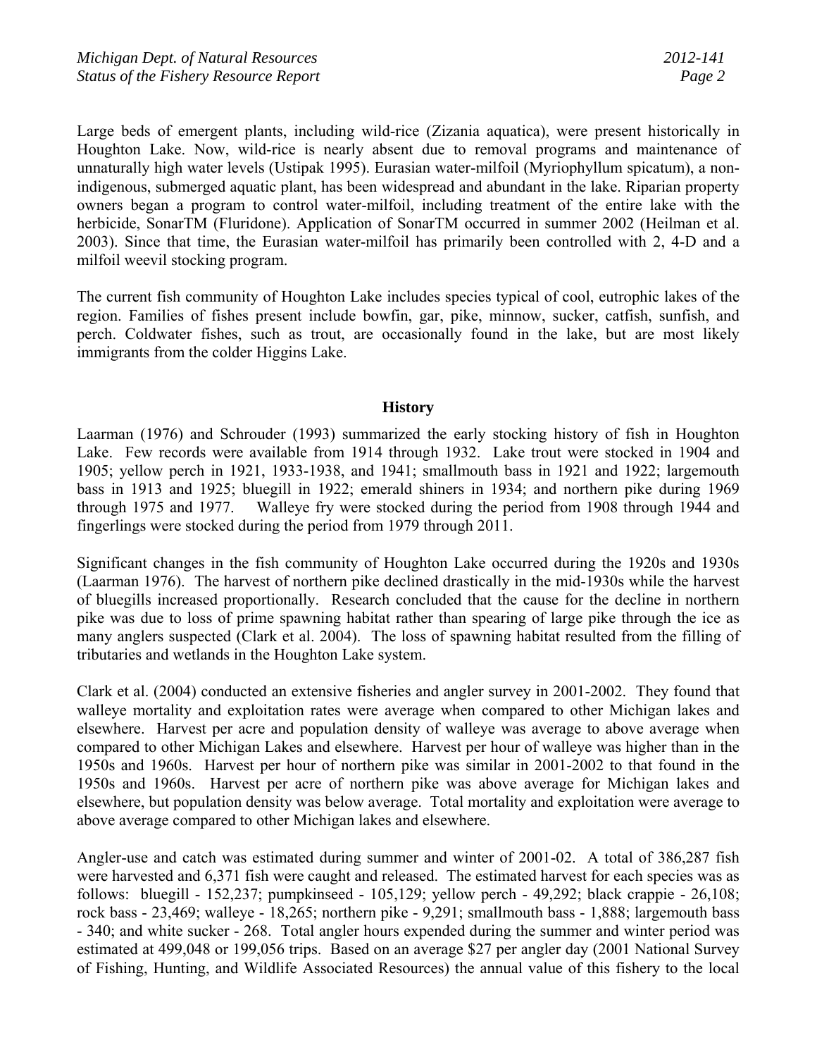Large beds of emergent plants, including wild-rice (Zizania aquatica), were present historically in Houghton Lake. Now, wild-rice is nearly absent due to removal programs and maintenance of unnaturally high water levels (Ustipak 1995). Eurasian water-milfoil (Myriophyllum spicatum), a non-indigenous, submerged aquatic plant, has been widespread and abundant in the lake. Riparian property owners began a program to control water-milfoil, including treatment of the entire lake with the herbicide, SonarTM (Fluridone). Application of SonarTM occurred in summer 2002 (Heilman et al. 2003). Since that time, the Eurasian water-milfoil has primarily been controlled with 2, 4-D and a milfoil weevil stocking program.

The current fish community of Houghton Lake includes species typical of cool, eutrophic lakes of the region. Families of fishes present include bowfin, gar, pike, minnow, sucker, catfish, sunfish, and perch. Coldwater fishes, such as trout, are occasionally found in the lake, but are most likely immigrants from the colder Higgins Lake.

## History

Laarman (1976) and Schrouder (1993) summarized the early stocking history of fish in Houghton Lake. Few records were available from 1914 through 1932. Lake trout were stocked in 1904 and 1905; yellow perch in 1921, 1933-1938, and 1941; smallmouth bass in 1921 and 1922; largemouth bass in 1913 and 1925; bluegill in 1922; emerald shiners in 1934; and northern pike during 1969 through 1975 and 1977. Walleye fry were stocked during the period from 1908 through 1944 and fingerlings were stocked during the period from 1979 through 2011.

Significant changes in the fish community of Houghton Lake occurred during the 1920s and 1930s (Laarman 1976). The harvest of northern pike declined drastically in the mid-1930s while the harvest of bluegills increased proportionally. Research concluded that the cause for the decline in northern pike was due to loss of prime spawning habitat rather than spearing of large pike through the ice as many anglers suspected (Clark et al. 2004). The loss of spawning habitat resulted from the filling of tributaries and wetlands in the Houghton Lake system.

Clark et al. (2004) conducted an extensive fisheries and angler survey in 2001-2002. They found that walleye mortality and exploitation rates were average when compared to other Michigan lakes and elsewhere. Harvest per acre and population density of walleye was average to above average when compared to other Michigan Lakes and elsewhere. Harvest per hour of walleye was higher than in the 1950s and 1960s. Harvest per hour of northern pike was similar in 2001-2002 to that found in the 1950s and 1960s. Harvest per acre of northern pike was above average for Michigan lakes and elsewhere, but population density was below average. Total mortality and exploitation were average to above average compared to other Michigan lakes and elsewhere.

Angler-use and catch was estimated during summer and winter of 2001-02. A total of 386,287 fish were harvested and 6,371 fish were caught and released. The estimated harvest for each species was as follows: bluegill - 152,237; pumpkinseed - 105,129; yellow perch - 49,292; black crappie - 26,108; rock bass - 23,469; walleye - 18,265; northern pike - 9,291; smallmouth bass - 1,888; largemouth bass - 340; and white sucker - 268. Total angler hours expended during the summer and winter period was estimated at 499,048 or 199,056 trips. Based on an average $27 per angler day (2001 National Survey of Fishing, Hunting, and Wildlife Associated Resources) the annual value of this fishery to the local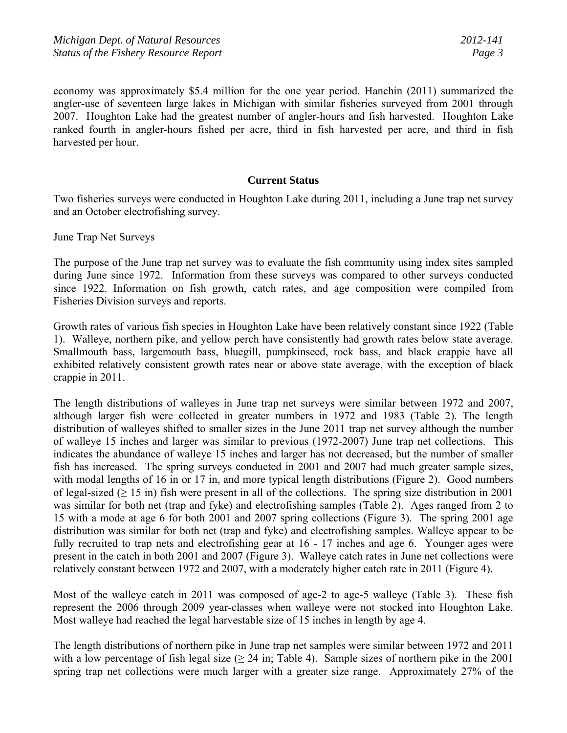economy was approximately $5.4 million for the one year period. Hanchin (2011) summarized the angler-use of seventeen large lakes in Michigan with similar fisheries surveyed from 2001 through 2007. Houghton Lake had the greatest number of angler-hours and fish harvested. Houghton Lake ranked fourth in angler-hours fished per acre, third in fish harvested per acre, and third in fish harvested per hour.

## Current Status

Two fisheries surveys were conducted in Houghton Lake during 2011, including a June trap net survey and an October electrofishing survey.

June Trap Net Surveys

The purpose of the June trap net survey was to evaluate the fish community using index sites sampled during June since 1972. Information from these surveys was compared to other surveys conducted since 1922. Information on fish growth, catch rates, and age composition were compiled from Fisheries Division surveys and reports.

Growth rates of various fish species in Houghton Lake have been relatively constant since 1922 (Table 1). Walleye, northern pike, and yellow perch have consistently had growth rates below state average. Smallmouth bass, largemouth bass, bluegill, pumpkinseed, rock bass, and black crappie have all exhibited relatively consistent growth rates near or above state average, with the exception of black crappie in 2011.

The length distributions of walleyes in June trap net surveys were similar between 1972 and 2007, although larger fish were collected in greater numbers in 1972 and 1983 (Table 2). The length distribution of walleyes shifted to smaller sizes in the June 2011 trap net survey although the number of walleye 15 inches and larger was similar to previous (1972-2007) June trap net collections. This indicates the abundance of walleye 15 inches and larger has not decreased, but the number of smaller fish has increased. The spring surveys conducted in 2001 and 2007 had much greater sample sizes, with modal lengths of 16 in or 17 in, and more typical length distributions (Figure 2). Good numbers of legal-sized (≥ 15 in) fish were present in all of the collections. The spring size distribution in 2001 was similar for both net (trap and fyke) and electrofishing samples (Table 2). Ages ranged from 2 to 15 with a mode at age 6 for both 2001 and 2007 spring collections (Figure 3). The spring 2001 age distribution was similar for both net (trap and fyke) and electrofishing samples. Walleye appear to be fully recruited to trap nets and electrofishing gear at 16 - 17 inches and age 6. Younger ages were present in the catch in both 2001 and 2007 (Figure 3). Walleye catch rates in June net collections were relatively constant between 1972 and 2007, with a moderately higher catch rate in 2011 (Figure 4).

Most of the walleye catch in 2011 was composed of age-2 to age-5 walleye (Table 3). These fish represent the 2006 through 2009 year-classes when walleye were not stocked into Houghton Lake. Most walleye had reached the legal harvestable size of 15 inches in length by age 4.

The length distributions of northern pike in June trap net samples were similar between 1972 and 2011 with a low percentage of fish legal size (≥ 24 in; Table 4). Sample sizes of northern pike in the 2001 spring trap net collections were much larger with a greater size range. Approximately 27% of the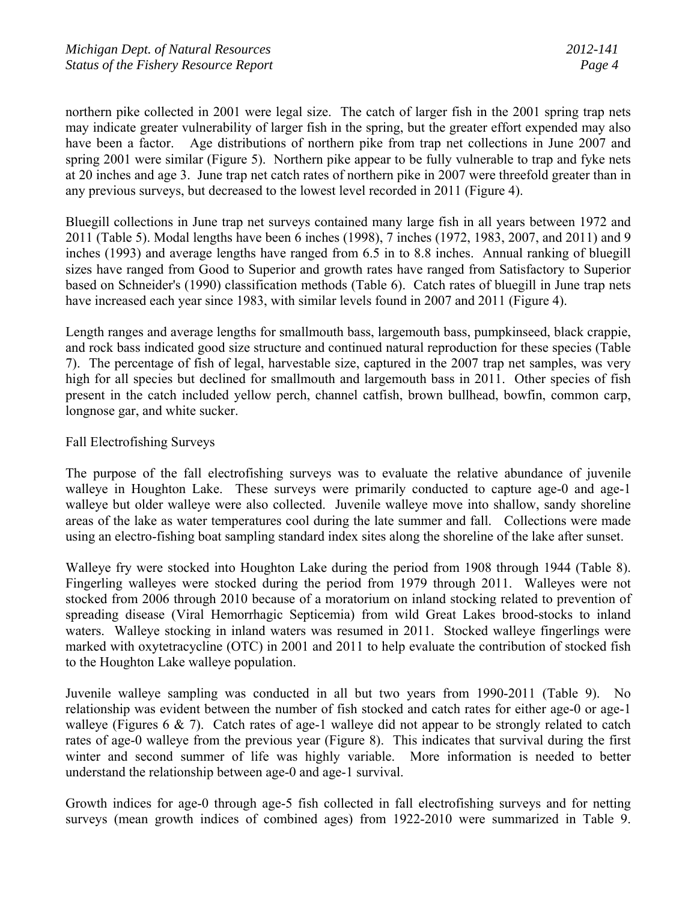northern pike collected in 2001 were legal size. The catch of larger fish in the 2001 spring trap nets may indicate greater vulnerability of larger fish in the spring, but the greater effort expended may also have been a factor. Age distributions of northern pike from trap net collections in June 2007 and spring 2001 were similar (Figure 5). Northern pike appear to be fully vulnerable to trap and fyke nets at 20 inches and age 3. June trap net catch rates of northern pike in 2007 were threefold greater than in any previous surveys, but decreased to the lowest level recorded in 2011 (Figure 4).

Bluegill collections in June trap net surveys contained many large fish in all years between 1972 and 2011 (Table 5). Modal lengths have been 6 inches (1998), 7 inches (1972, 1983, 2007, and 2011) and 9 inches (1993) and average lengths have ranged from 6.5 in to 8.8 inches. Annual ranking of bluegill sizes have ranged from Good to Superior and growth rates have ranged from Satisfactory to Superior based on Schneider's (1990) classification methods (Table 6). Catch rates of bluegill in June trap nets have increased each year since 1983, with similar levels found in 2007 and 2011 (Figure 4).

Length ranges and average lengths for smallmouth bass, largemouth bass, pumpkinseed, black crappie, and rock bass indicated good size structure and continued natural reproduction for these species (Table 7). The percentage of fish of legal, harvestable size, captured in the 2007 trap net samples, was very high for all species but declined for smallmouth and largemouth bass in 2011. Other species of fish present in the catch included yellow perch, channel catfish, brown bullhead, bowfin, common carp, longnose gar, and white sucker.

Fall Electrofishing Surveys

The purpose of the fall electrofishing surveys was to evaluate the relative abundance of juvenile walleye in Houghton Lake. These surveys were primarily conducted to capture age-0 and age-1 walleye but older walleye were also collected. Juvenile walleye move into shallow, sandy shoreline areas of the lake as water temperatures cool during the late summer and fall. Collections were made using an electro-fishing boat sampling standard index sites along the shoreline of the lake after sunset.

Walleye fry were stocked into Houghton Lake during the period from 1908 through 1944 (Table 8). Fingerling walleyes were stocked during the period from 1979 through 2011. Walleyes were not stocked from 2006 through 2010 because of a moratorium on inland stocking related to prevention of spreading disease (Viral Hemorrhagic Septicemia) from wild Great Lakes brood-stocks to inland waters. Walleye stocking in inland waters was resumed in 2011. Stocked walleye fingerlings were marked with oxytetracycline (OTC) in 2001 and 2011 to help evaluate the contribution of stocked fish to the Houghton Lake walleye population.

Juvenile walleye sampling was conducted in all but two years from 1990-2011 (Table 9). No relationship was evident between the number of fish stocked and catch rates for either age-0 or age-1 walleye (Figures 6 & 7). Catch rates of age-1 walleye did not appear to be strongly related to catch rates of age-0 walleye from the previous year (Figure 8). This indicates that survival during the first winter and second summer of life was highly variable. More information is needed to better understand the relationship between age-0 and age-1 survival.

Growth indices for age-0 through age-5 fish collected in fall electrofishing surveys and for netting surveys (mean growth indices of combined ages) from 1922-2010 were summarized in Table 9.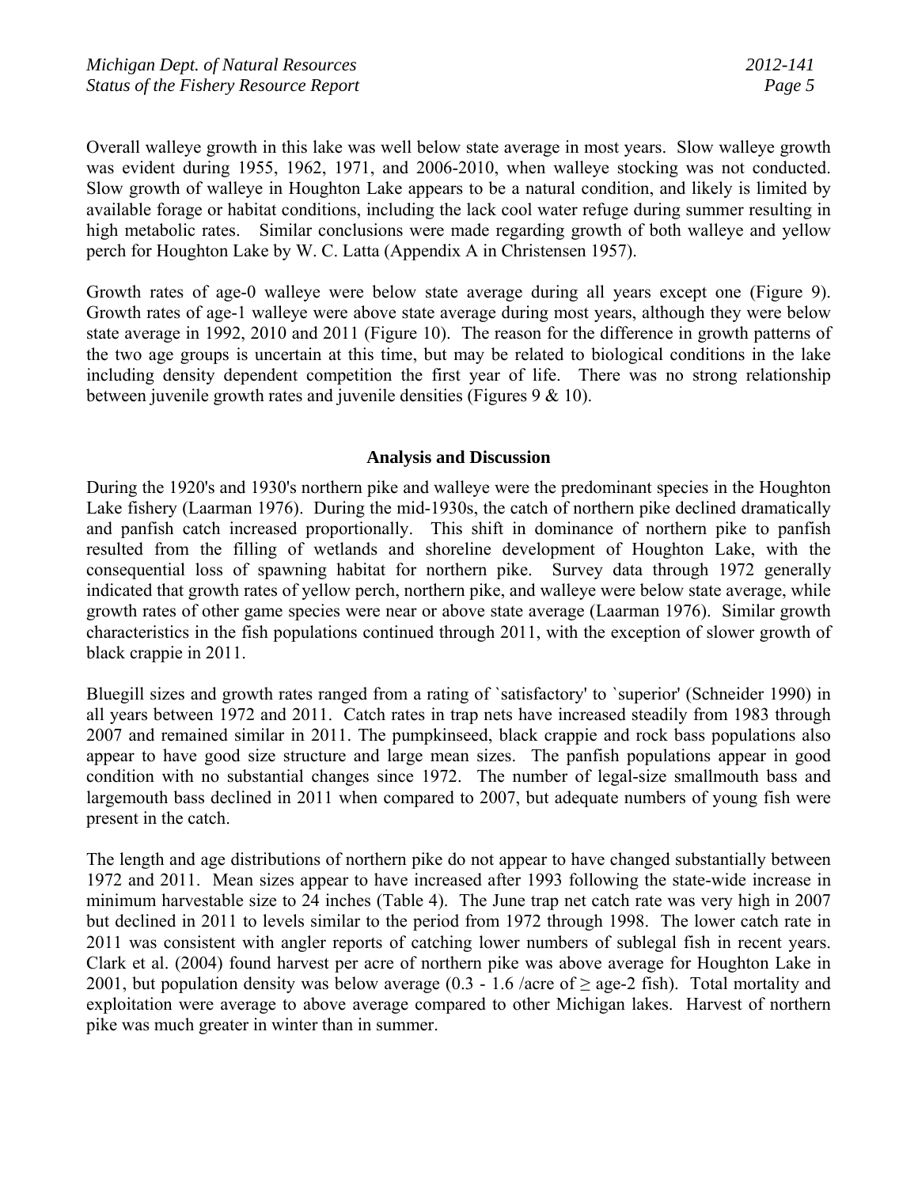Overall walleye growth in this lake was well below state average in most years. Slow walleye growth was evident during 1955, 1962, 1971, and 2006-2010, when walleye stocking was not conducted. Slow growth of walleye in Houghton Lake appears to be a natural condition, and likely is limited by available forage or habitat conditions, including the lack cool water refuge during summer resulting in high metabolic rates. Similar conclusions were made regarding growth of both walleye and yellow perch for Houghton Lake by W. C. Latta (Appendix A in Christensen 1957).

Growth rates of age-0 walleye were below state average during all years except one (Figure 9). Growth rates of age-1 walleye were above state average during most years, although they were below state average in 1992, 2010 and 2011 (Figure 10). The reason for the difference in growth patterns of the two age groups is uncertain at this time, but may be related to biological conditions in the lake including density dependent competition the first year of life. There was no strong relationship between juvenile growth rates and juvenile densities (Figures 9 & 10).

## Analysis and Discussion

During the 1920's and 1930's northern pike and walleye were the predominant species in the Houghton Lake fishery (Laarman 1976). During the mid-1930s, the catch of northern pike declined dramatically and panfish catch increased proportionally. This shift in dominance of northern pike to panfish resulted from the filling of wetlands and shoreline development of Houghton Lake, with the consequential loss of spawning habitat for northern pike. Survey data through 1972 generally indicated that growth rates of yellow perch, northern pike, and walleye were below state average, while growth rates of other game species were near or above state average (Laarman 1976). Similar growth characteristics in the fish populations continued through 2011, with the exception of slower growth of black crappie in 2011.

Bluegill sizes and growth rates ranged from a rating of `satisfactory' to `superior' (Schneider 1990) in all years between 1972 and 2011. Catch rates in trap nets have increased steadily from 1983 through 2007 and remained similar in 2011. The pumpkinseed, black crappie and rock bass populations also appear to have good size structure and large mean sizes. The panfish populations appear in good condition with no substantial changes since 1972. The number of legal-size smallmouth bass and largemouth bass declined in 2011 when compared to 2007, but adequate numbers of young fish were present in the catch.

The length and age distributions of northern pike do not appear to have changed substantially between 1972 and 2011. Mean sizes appear to have increased after 1993 following the state-wide increase in minimum harvestable size to 24 inches (Table 4). The June trap net catch rate was very high in 2007 but declined in 2011 to levels similar to the period from 1972 through 1998. The lower catch rate in 2011 was consistent with angler reports of catching lower numbers of sublegal fish in recent years. Clark et al. (2004) found harvest per acre of northern pike was above average for Houghton Lake in 2001, but population density was below average (0.3 - 1.6 /acre of $\geq$ age-2 fish). Total mortality and exploitation were average to above average compared to other Michigan lakes. Harvest of northern pike was much greater in winter than in summer.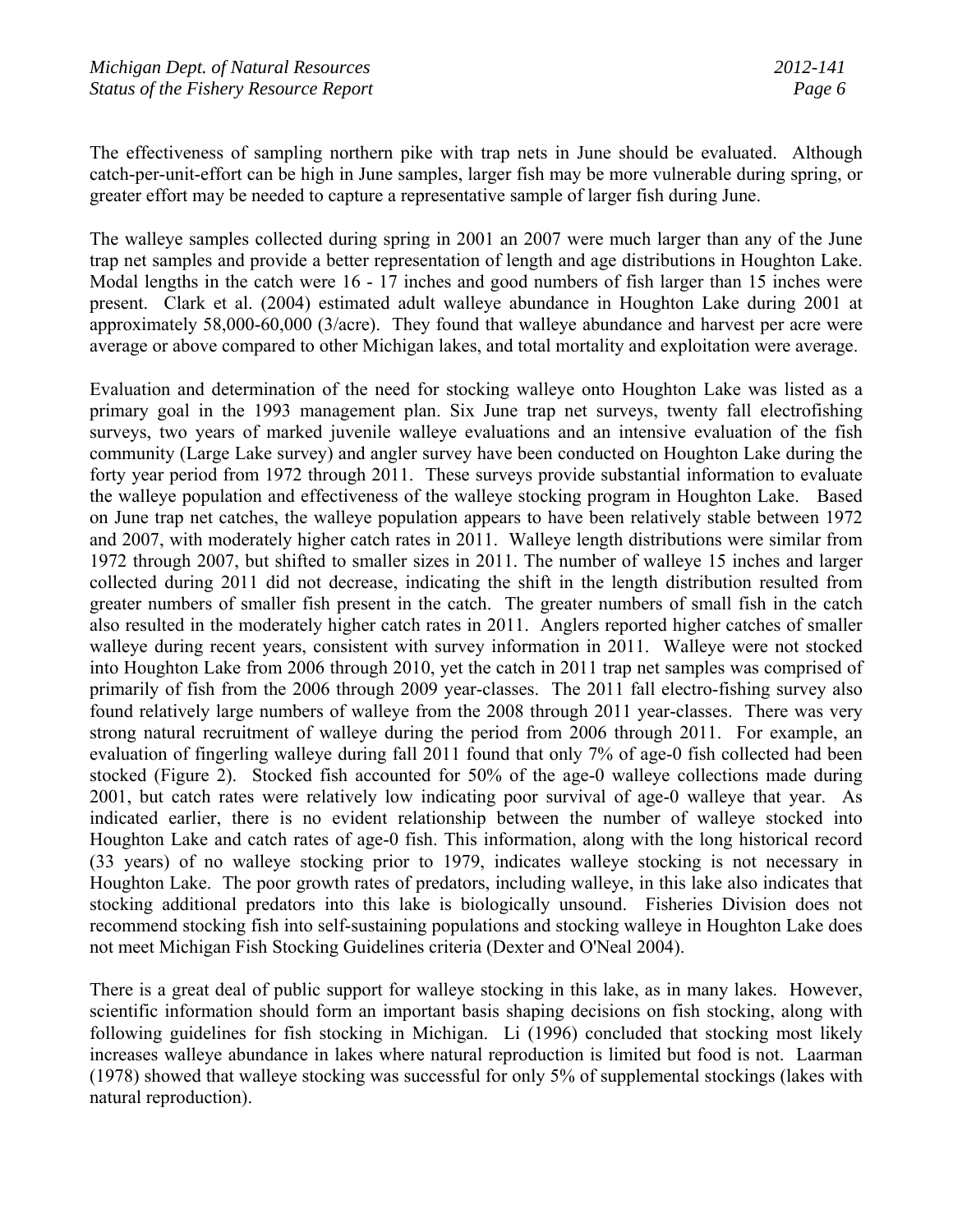The effectiveness of sampling northern pike with trap nets in June should be evaluated. Although catch-per-unit-effort can be high in June samples, larger fish may be more vulnerable during spring, or greater effort may be needed to capture a representative sample of larger fish during June.

The walleye samples collected during spring in 2001 an 2007 were much larger than any of the June trap net samples and provide a better representation of length and age distributions in Houghton Lake. Modal lengths in the catch were 16 - 17 inches and good numbers of fish larger than 15 inches were present. Clark et al. (2004) estimated adult walleye abundance in Houghton Lake during 2001 at approximately 58,000-60,000 (3/acre). They found that walleye abundance and harvest per acre were average or above compared to other Michigan lakes, and total mortality and exploitation were average.

Evaluation and determination of the need for stocking walleye onto Houghton Lake was listed as a primary goal in the 1993 management plan. Six June trap net surveys, twenty fall electrofishing surveys, two years of marked juvenile walleye evaluations and an intensive evaluation of the fish community (Large Lake survey) and angler survey have been conducted on Houghton Lake during the forty year period from 1972 through 2011. These surveys provide substantial information to evaluate the walleye population and effectiveness of the walleye stocking program in Houghton Lake. Based on June trap net catches, the walleye population appears to have been relatively stable between 1972 and 2007, with moderately higher catch rates in 2011. Walleye length distributions were similar from 1972 through 2007, but shifted to smaller sizes in 2011. The number of walleye 15 inches and larger collected during 2011 did not decrease, indicating the shift in the length distribution resulted from greater numbers of smaller fish present in the catch. The greater numbers of small fish in the catch also resulted in the moderately higher catch rates in 2011. Anglers reported higher catches of smaller walleye during recent years, consistent with survey information in 2011. Walleye were not stocked into Houghton Lake from 2006 through 2010, yet the catch in 2011 trap net samples was comprised of primarily of fish from the 2006 through 2009 year-classes. The 2011 fall electro-fishing survey also found relatively large numbers of walleye from the 2008 through 2011 year-classes. There was very strong natural recruitment of walleye during the period from 2006 through 2011. For example, an evaluation of fingerling walleye during fall 2011 found that only 7% of age-0 fish collected had been stocked (Figure 2). Stocked fish accounted for 50% of the age-0 walleye collections made during 2001, but catch rates were relatively low indicating poor survival of age-0 walleye that year. As indicated earlier, there is no evident relationship between the number of walleye stocked into Houghton Lake and catch rates of age-0 fish. This information, along with the long historical record (33 years) of no walleye stocking prior to 1979, indicates walleye stocking is not necessary in Houghton Lake. The poor growth rates of predators, including walleye, in this lake also indicates that stocking additional predators into this lake is biologically unsound. Fisheries Division does not recommend stocking fish into self-sustaining populations and stocking walleye in Houghton Lake does not meet Michigan Fish Stocking Guidelines criteria (Dexter and O'Neal 2004).

There is a great deal of public support for walleye stocking in this lake, as in many lakes. However, scientific information should form an important basis shaping decisions on fish stocking, along with following guidelines for fish stocking in Michigan. Li (1996) concluded that stocking most likely increases walleye abundance in lakes where natural reproduction is limited but food is not. Laarman (1978) showed that walleye stocking was successful for only 5% of supplemental stockings (lakes with natural reproduction).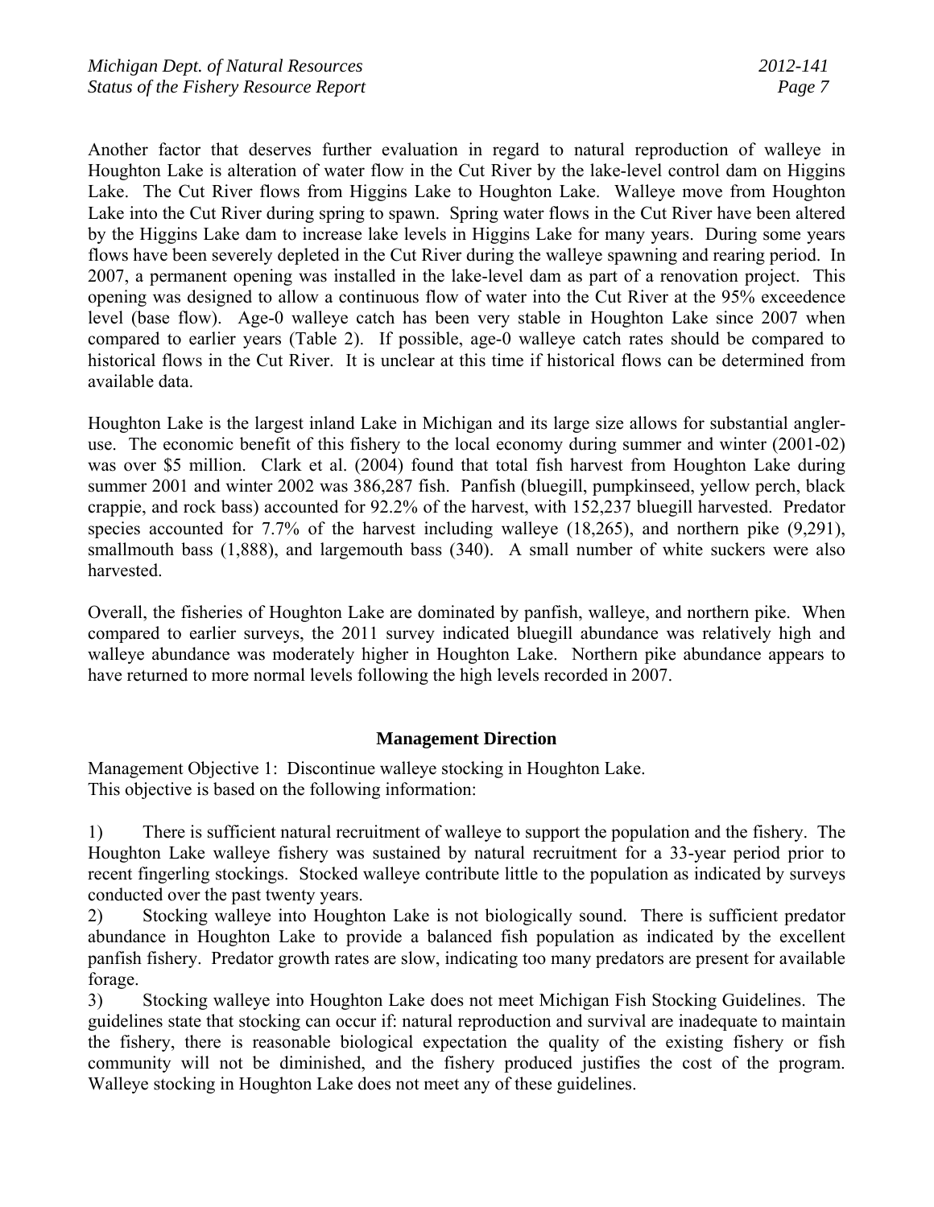Another factor that deserves further evaluation in regard to natural reproduction of walleye in Houghton Lake is alteration of water flow in the Cut River by the lake-level control dam on Higgins Lake. The Cut River flows from Higgins Lake to Houghton Lake. Walleye move from Houghton Lake into the Cut River during spring to spawn. Spring water flows in the Cut River have been altered by the Higgins Lake dam to increase lake levels in Higgins Lake for many years. During some years flows have been severely depleted in the Cut River during the walleye spawning and rearing period. In 2007, a permanent opening was installed in the lake-level dam as part of a renovation project. This opening was designed to allow a continuous flow of water into the Cut River at the 95% exceedence level (base flow). Age-0 walleye catch has been very stable in Houghton Lake since 2007 when compared to earlier years (Table 2). If possible, age-0 walleye catch rates should be compared to historical flows in the Cut River. It is unclear at this time if historical flows can be determined from available data.

Houghton Lake is the largest inland Lake in Michigan and its large size allows for substantial angler-use. The economic benefit of this fishery to the local economy during summer and winter (2001-02) was over $5 million. Clark et al. (2004) found that total fish harvest from Houghton Lake during summer 2001 and winter 2002 was 386,287 fish. Panfish (bluegill, pumpkinseed, yellow perch, black crappie, and rock bass) accounted for 92.2% of the harvest, with 152,237 bluegill harvested. Predator species accounted for 7.7% of the harvest including walleye (18,265), and northern pike (9,291), smallmouth bass (1,888), and largemouth bass (340). A small number of white suckers were also harvested.

Overall, the fisheries of Houghton Lake are dominated by panfish, walleye, and northern pike. When compared to earlier surveys, the 2011 survey indicated bluegill abundance was relatively high and walleye abundance was moderately higher in Houghton Lake. Northern pike abundance appears to have returned to more normal levels following the high levels recorded in 2007.

## Management Direction

Management Objective 1: Discontinue walleye stocking in Houghton Lake.
This objective is based on the following information:

1) There is sufficient natural recruitment of walleye to support the population and the fishery. The Houghton Lake walleye fishery was sustained by natural recruitment for a 33-year period prior to recent fingerling stockings. Stocked walleye contribute little to the population as indicated by surveys conducted over the past twenty years.
2) Stocking walleye into Houghton Lake is not biologically sound. There is sufficient predator abundance in Houghton Lake to provide a balanced fish population as indicated by the excellent panfish fishery. Predator growth rates are slow, indicating too many predators are present for available forage.
3) Stocking walleye into Houghton Lake does not meet Michigan Fish Stocking Guidelines. The guidelines state that stocking can occur if: natural reproduction and survival are inadequate to maintain the fishery, there is reasonable biological expectation the quality of the existing fishery or fish community will not be diminished, and the fishery produced justifies the cost of the program. Walleye stocking in Houghton Lake does not meet any of these guidelines.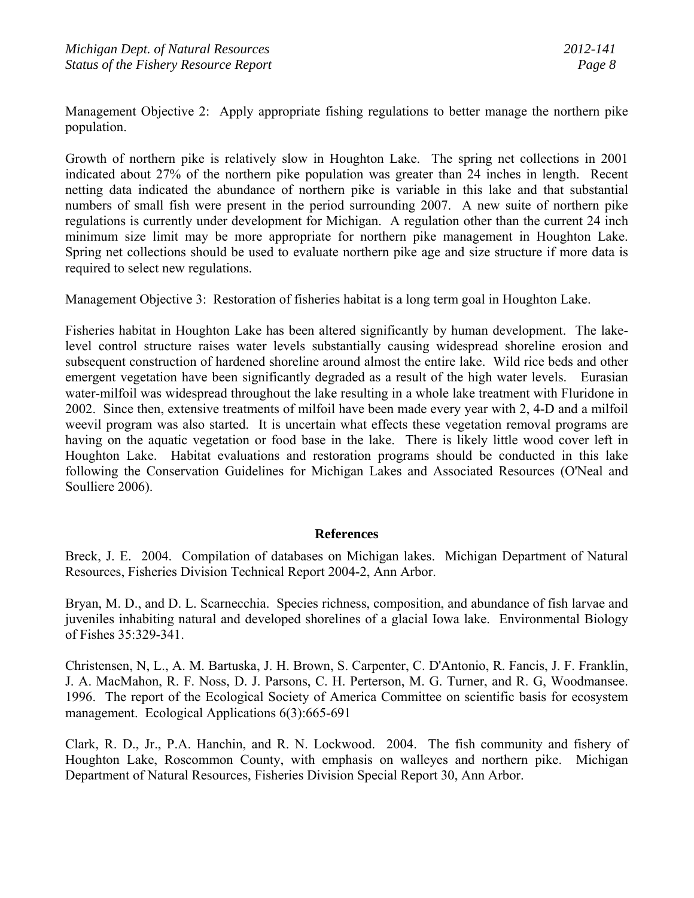Management Objective 2: Apply appropriate fishing regulations to better manage the northern pike population.

Growth of northern pike is relatively slow in Houghton Lake. The spring net collections in 2001 indicated about 27% of the northern pike population was greater than 24 inches in length. Recent netting data indicated the abundance of northern pike is variable in this lake and that substantial numbers of small fish were present in the period surrounding 2007. A new suite of northern pike regulations is currently under development for Michigan. A regulation other than the current 24 inch minimum size limit may be more appropriate for northern pike management in Houghton Lake. Spring net collections should be used to evaluate northern pike age and size structure if more data is required to select new regulations.

Management Objective 3: Restoration of fisheries habitat is a long term goal in Houghton Lake.

Fisheries habitat in Houghton Lake has been altered significantly by human development. The lake-level control structure raises water levels substantially causing widespread shoreline erosion and subsequent construction of hardened shoreline around almost the entire lake. Wild rice beds and other emergent vegetation have been significantly degraded as a result of the high water levels. Eurasian water-milfoil was widespread throughout the lake resulting in a whole lake treatment with Fluridone in 2002. Since then, extensive treatments of milfoil have been made every year with 2, 4-D and a milfoil weevil program was also started. It is uncertain what effects these vegetation removal programs are having on the aquatic vegetation or food base in the lake. There is likely little wood cover left in Houghton Lake. Habitat evaluations and restoration programs should be conducted in this lake following the Conservation Guidelines for Michigan Lakes and Associated Resources (O'Neal and Soulliere 2006).

## References

Breck, J. E. 2004. Compilation of databases on Michigan lakes. Michigan Department of Natural Resources, Fisheries Division Technical Report 2004-2, Ann Arbor.

Bryan, M. D., and D. L. Scarnecchia. Species richness, composition, and abundance of fish larvae and juveniles inhabiting natural and developed shorelines of a glacial Iowa lake. Environmental Biology of Fishes 35:329-341.

Christensen, N, L., A. M. Bartuska, J. H. Brown, S. Carpenter, C. D'Antonio, R. Fancis, J. F. Franklin, J. A. MacMahon, R. F. Noss, D. J. Parsons, C. H. Perterson, M. G. Turner, and R. G, Woodmansee. 1996. The report of the Ecological Society of America Committee on scientific basis for ecosystem management. Ecological Applications 6(3):665-691

Clark, R. D., Jr., P.A. Hanchin, and R. N. Lockwood. 2004. The fish community and fishery of Houghton Lake, Roscommon County, with emphasis on walleyes and northern pike. Michigan Department of Natural Resources, Fisheries Division Special Report 30, Ann Arbor.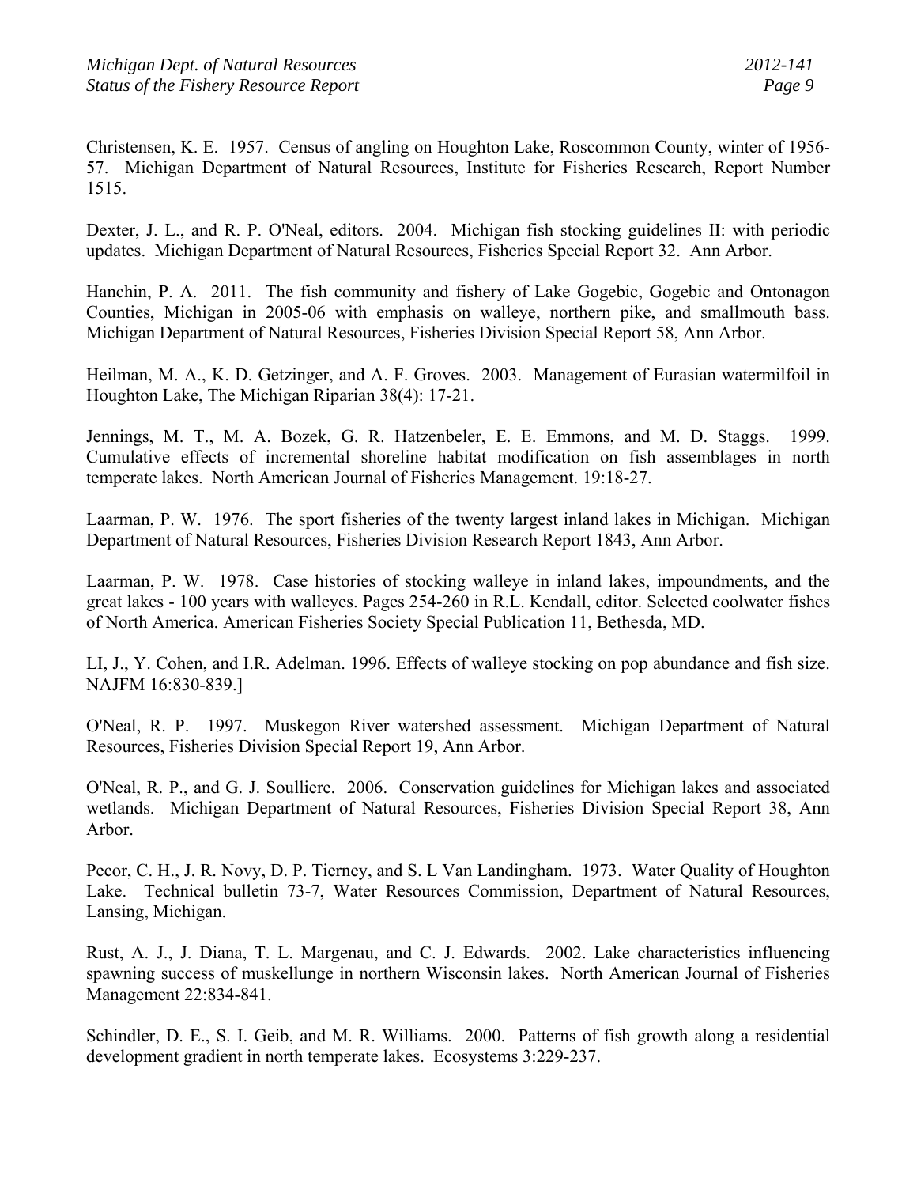Christensen, K. E. 1957. Census of angling on Houghton Lake, Roscommon County, winter of 1956-57. Michigan Department of Natural Resources, Institute for Fisheries Research, Report Number 1515.

Dexter, J. L., and R. P. O'Neal, editors. 2004. Michigan fish stocking guidelines II: with periodic updates. Michigan Department of Natural Resources, Fisheries Special Report 32. Ann Arbor.

Hanchin, P. A. 2011. The fish community and fishery of Lake Gogebic, Gogebic and Ontonagon Counties, Michigan in 2005-06 with emphasis on walleye, northern pike, and smallmouth bass. Michigan Department of Natural Resources, Fisheries Division Special Report 58, Ann Arbor.

Heilman, M. A., K. D. Getzinger, and A. F. Groves. 2003. Management of Eurasian watermilfoil in Houghton Lake, The Michigan Riparian 38(4): 17-21.

Jennings, M. T., M. A. Bozek, G. R. Hatzenbeler, E. E. Emmons, and M. D. Staggs. 1999. Cumulative effects of incremental shoreline habitat modification on fish assemblages in north temperate lakes. North American Journal of Fisheries Management. 19:18-27.

Laarman, P. W. 1976. The sport fisheries of the twenty largest inland lakes in Michigan. Michigan Department of Natural Resources, Fisheries Division Research Report 1843, Ann Arbor.

Laarman, P. W. 1978. Case histories of stocking walleye in inland lakes, impoundments, and the great lakes - 100 years with walleyes. Pages 254-260 in R.L. Kendall, editor. Selected coolwater fishes of North America. American Fisheries Society Special Publication 11, Bethesda, MD.

LI, J., Y. Cohen, and I.R. Adelman. 1996. Effects of walleye stocking on pop abundance and fish size. NAJFM 16:830-839.]

O'Neal, R. P. 1997. Muskegon River watershed assessment. Michigan Department of Natural Resources, Fisheries Division Special Report 19, Ann Arbor.

O'Neal, R. P., and G. J. Soulliere. 2006. Conservation guidelines for Michigan lakes and associated wetlands. Michigan Department of Natural Resources, Fisheries Division Special Report 38, Ann Arbor.

Pecor, C. H., J. R. Novy, D. P. Tierney, and S. L Van Landingham. 1973. Water Quality of Houghton Lake. Technical bulletin 73-7, Water Resources Commission, Department of Natural Resources, Lansing, Michigan.

Rust, A. J., J. Diana, T. L. Margenau, and C. J. Edwards. 2002. Lake characteristics influencing spawning success of muskellunge in northern Wisconsin lakes. North American Journal of Fisheries Management 22:834-841.

Schindler, D. E., S. I. Geib, and M. R. Williams. 2000. Patterns of fish growth along a residential development gradient in north temperate lakes. Ecosystems 3:229-237.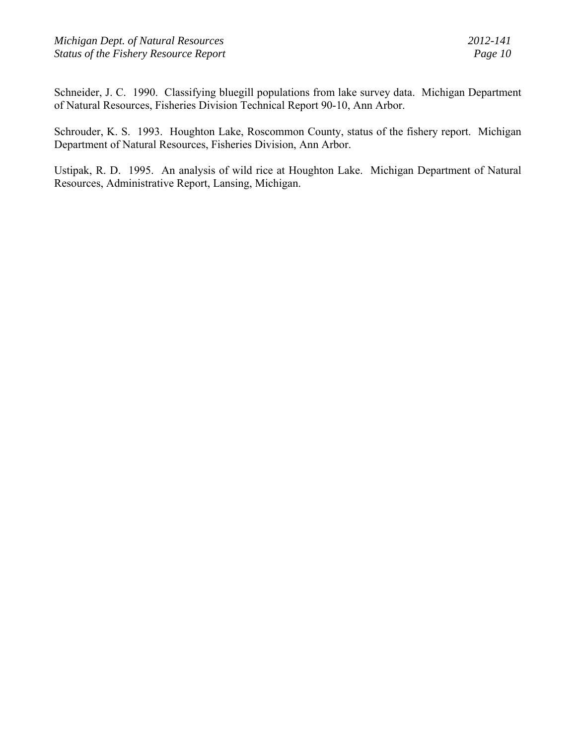Schneider, J. C. 1990. Classifying bluegill populations from lake survey data. Michigan Department of Natural Resources, Fisheries Division Technical Report 90-10, Ann Arbor.

Schrouder, K. S. 1993. Houghton Lake, Roscommon County, status of the fishery report. Michigan Department of Natural Resources, Fisheries Division, Ann Arbor.

Ustipak, R. D. 1995. An analysis of wild rice at Houghton Lake. Michigan Department of Natural Resources, Administrative Report, Lansing, Michigan.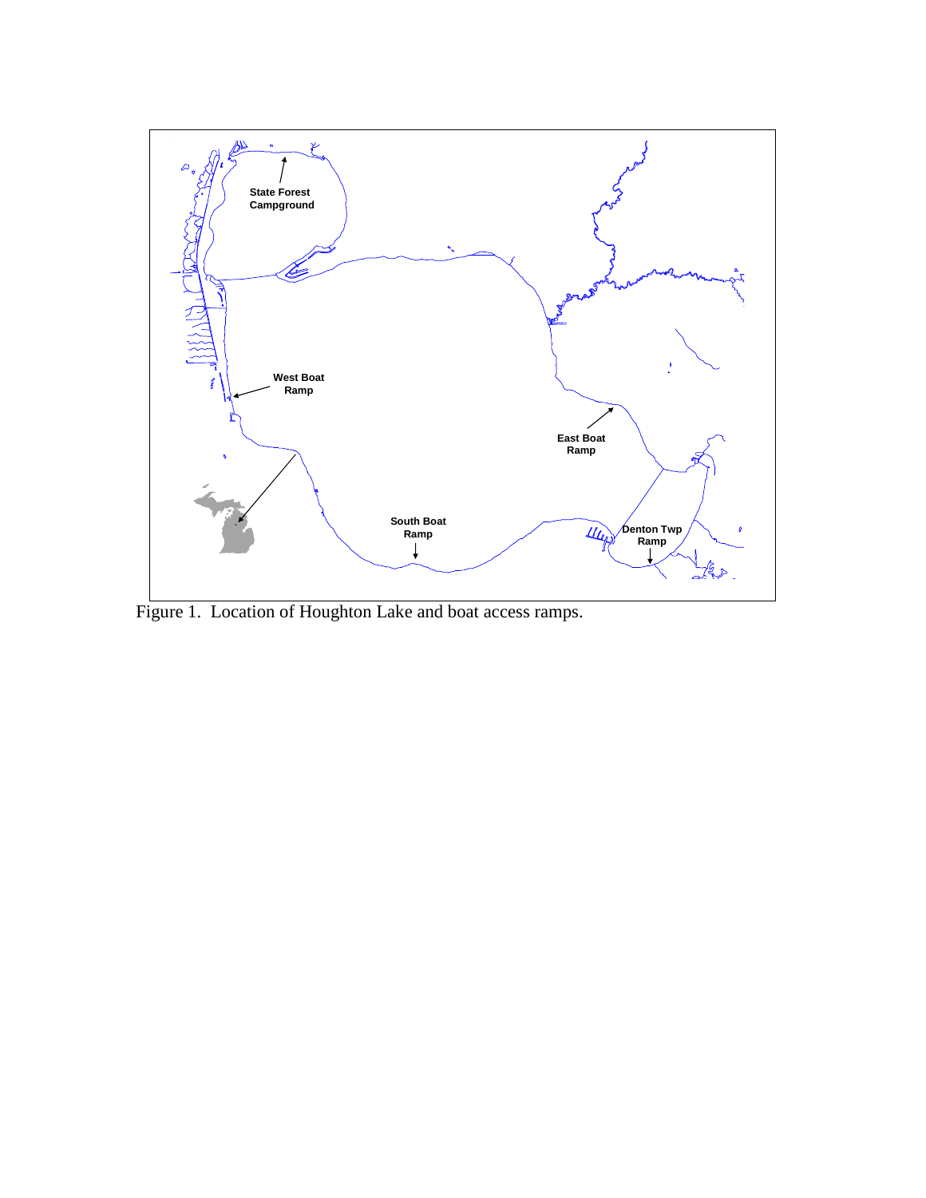State Forest Campground

West Boat Ramp

East Boat Ramp

South Boat Ramp

Denton Twp Ramp

Figure 1. Location of Houghton Lake and boat access ramps.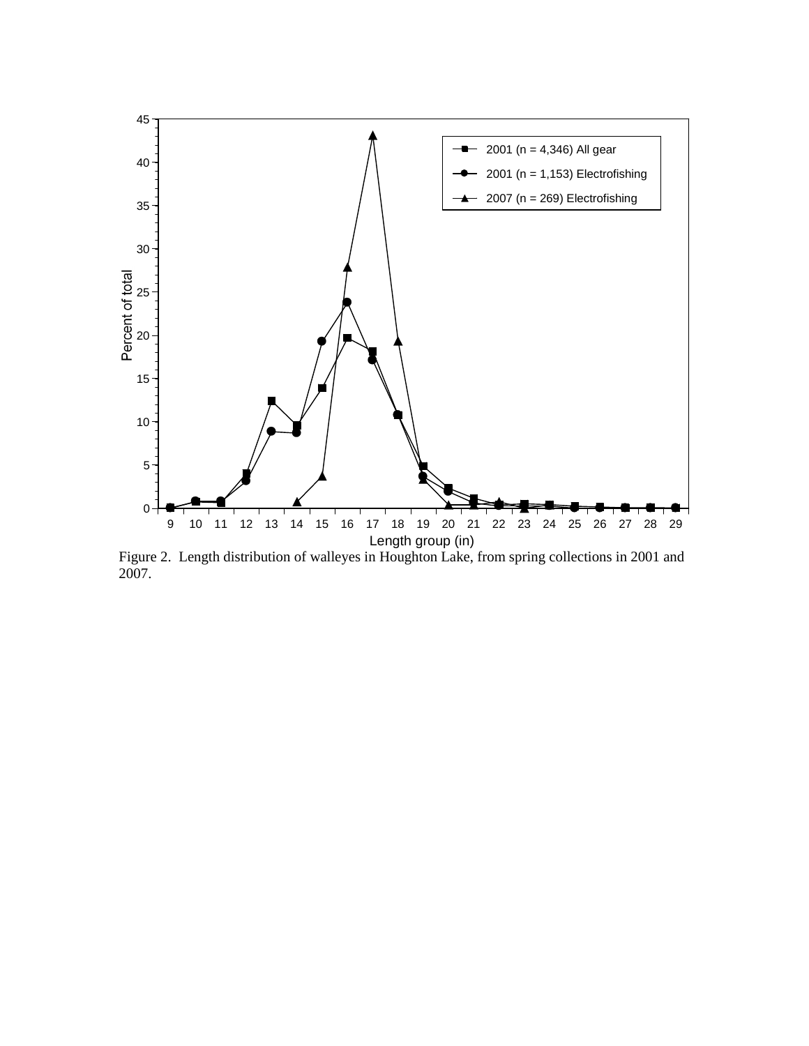Figure 2. Length distribution of walleyes in Houghton Lake, from spring collections in 2001 and 2007.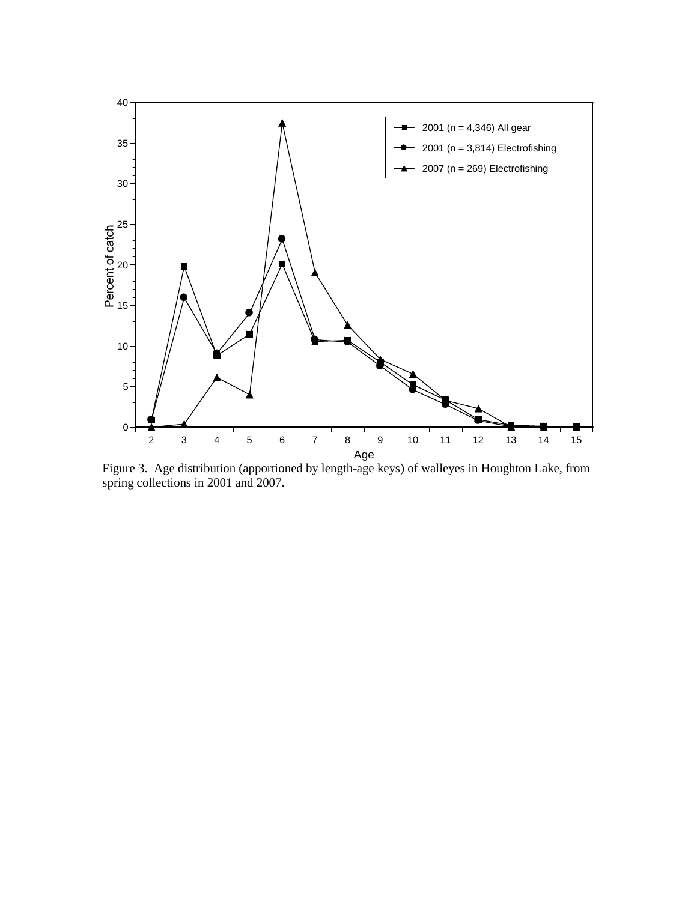Figure 3. Age distribution (apportioned by length-age keys) of walleyes in Houghton Lake, from spring collections in 2001 and 2007.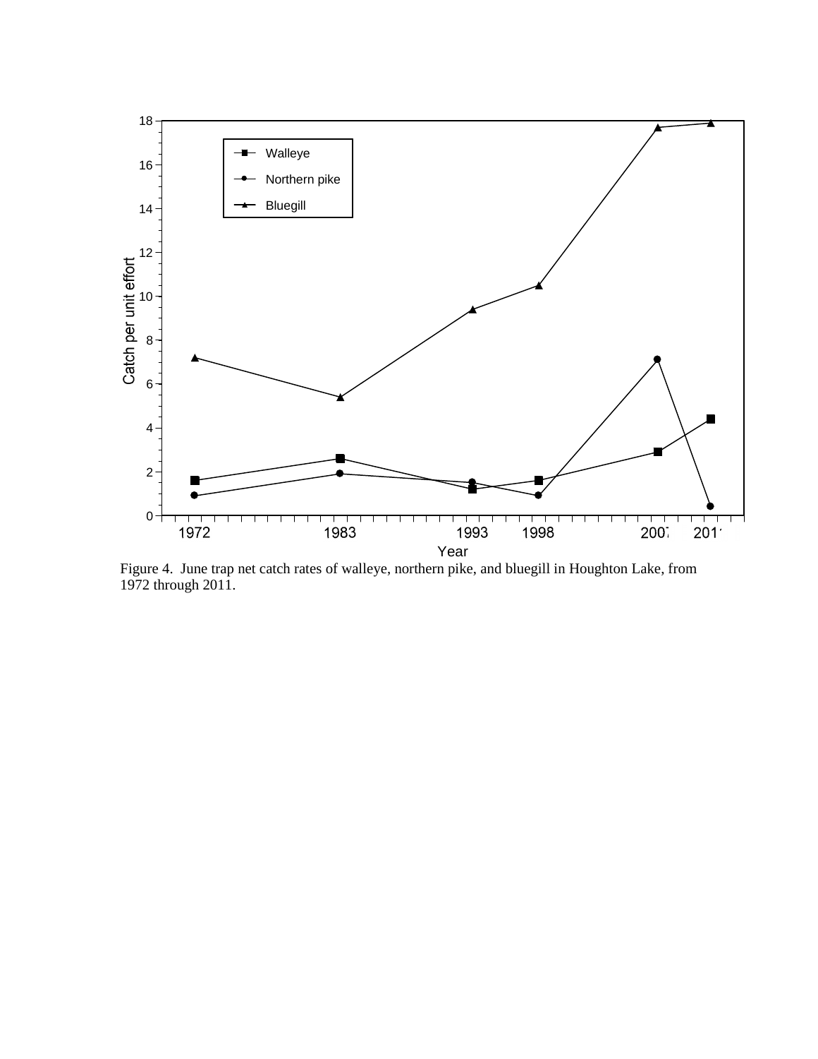Figure 4. June trap net catch rates of walleye, northern pike, and bluegill in Houghton Lake, from 1972 through 2011.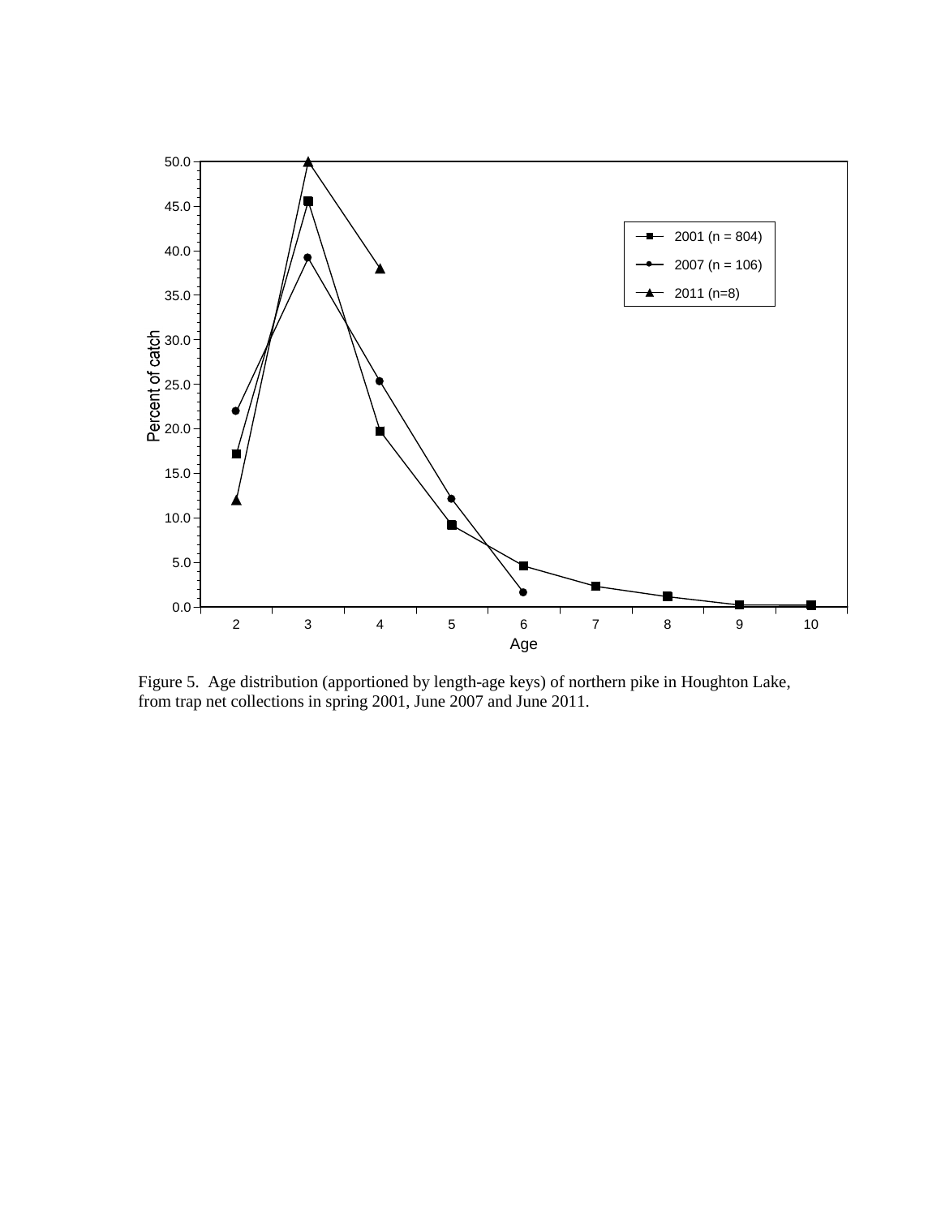Figure 5. Age distribution (apportioned by length-age keys) of northern pike in Houghton Lake, from trap net collections in spring 2001, June 2007 and June 2011.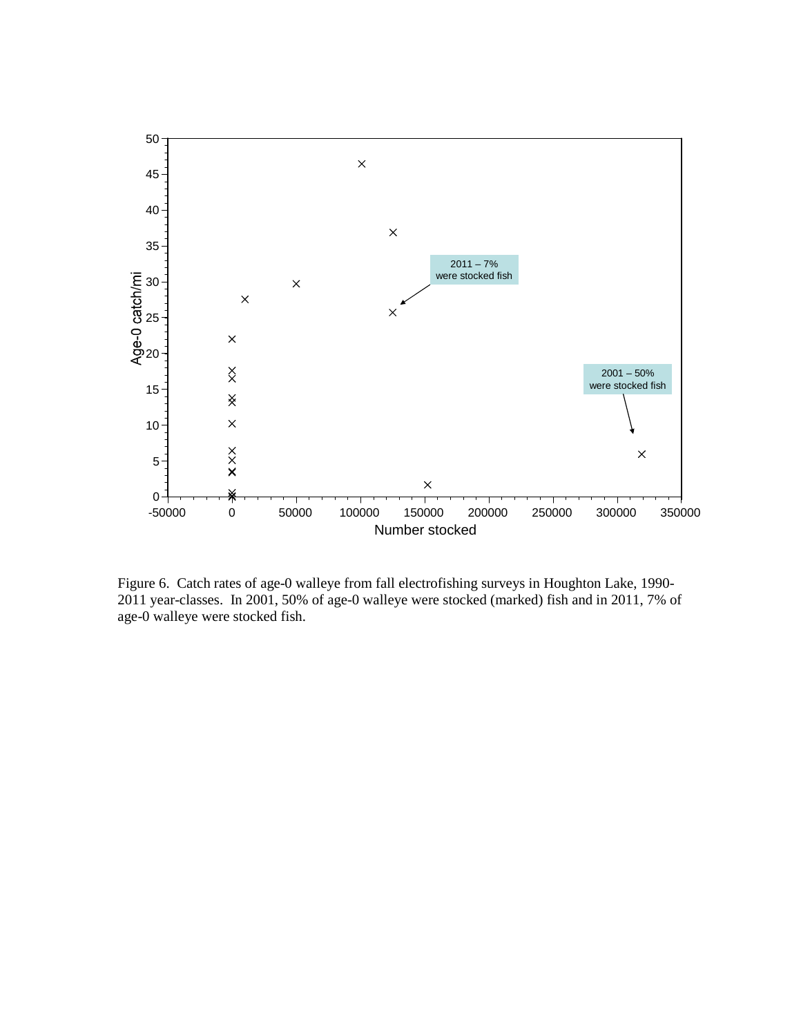Figure 6. Catch rates of age-0 walleye from fall electrofishing surveys in Houghton Lake, 1990-2011 year-classes. In 2001, 50% of age-0 walleye were stocked (marked) fish and in 2011, 7% of age-0 walleye were stocked fish.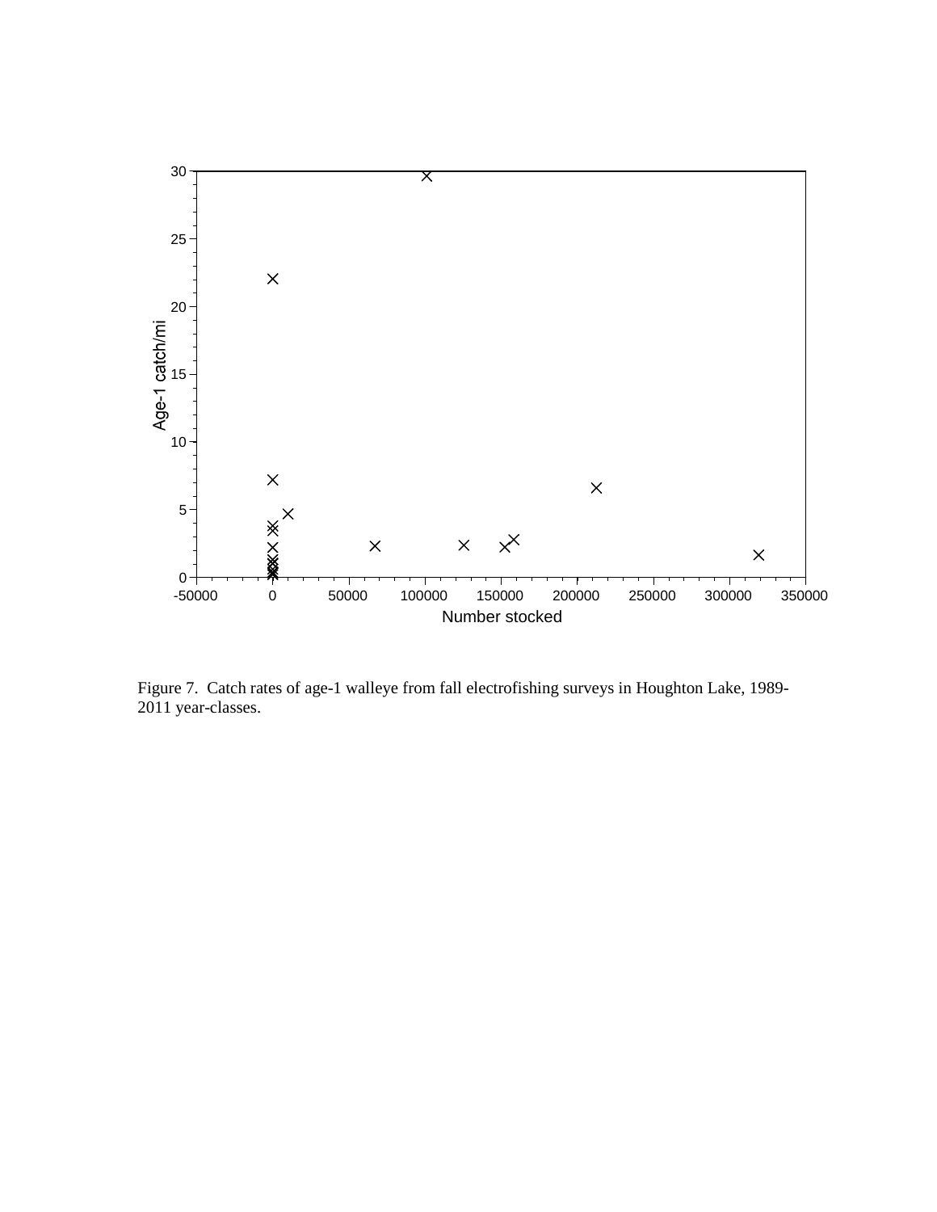Figure 7. Catch rates of age-1 walleye from fall electrofishing surveys in Houghton Lake, 1989-2011 year-classes.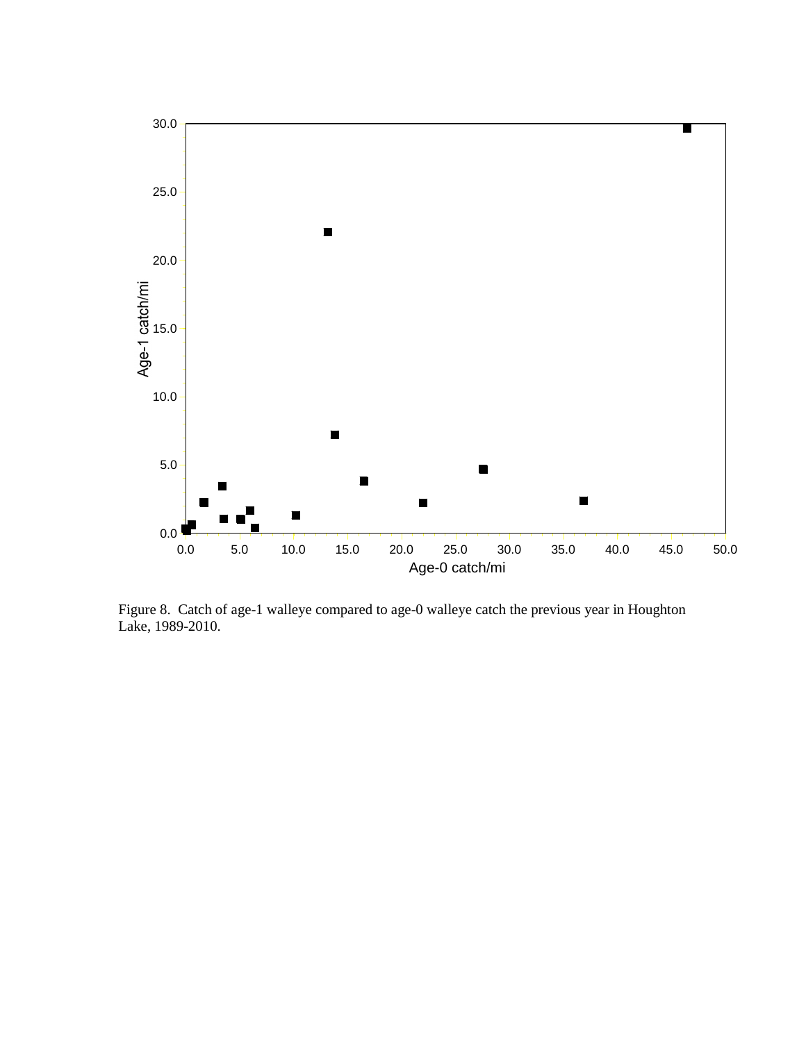Figure 8. Catch of age-1 walleye compared to age-0 walleye catch the previous year in Houghton Lake, 1989-2010.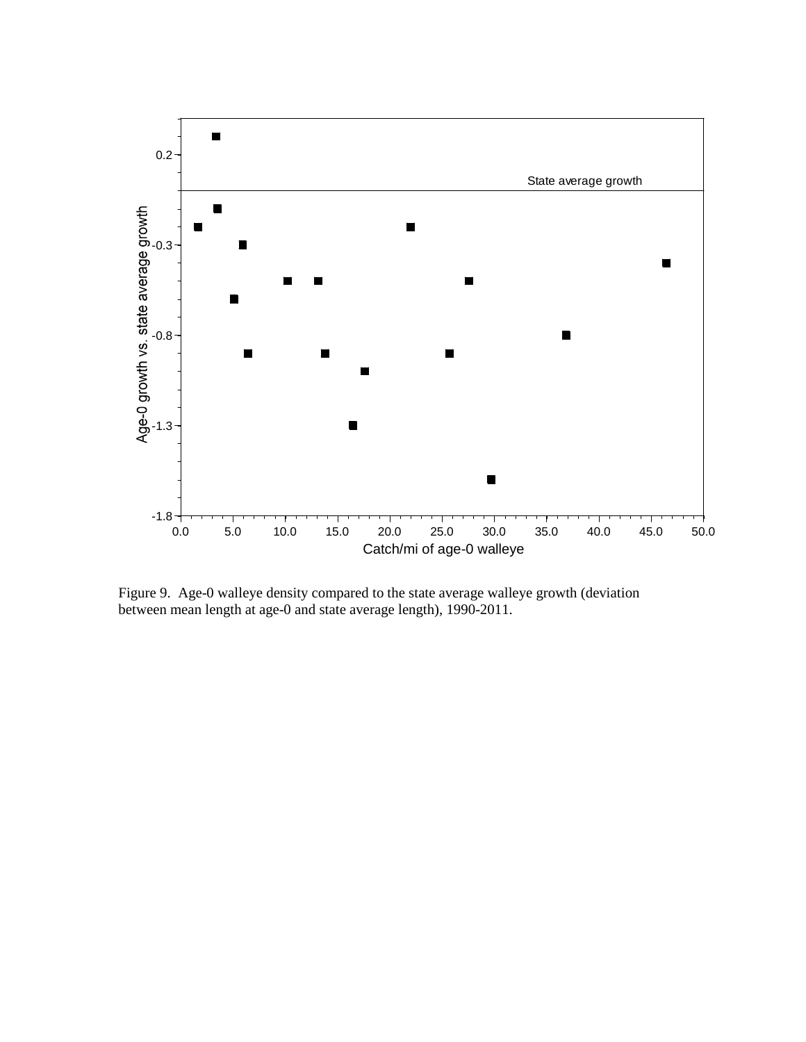Figure 9. Age-0 walleye density compared to the state average walleye growth (deviation between mean length at age-0 and state average length), 1990-2011.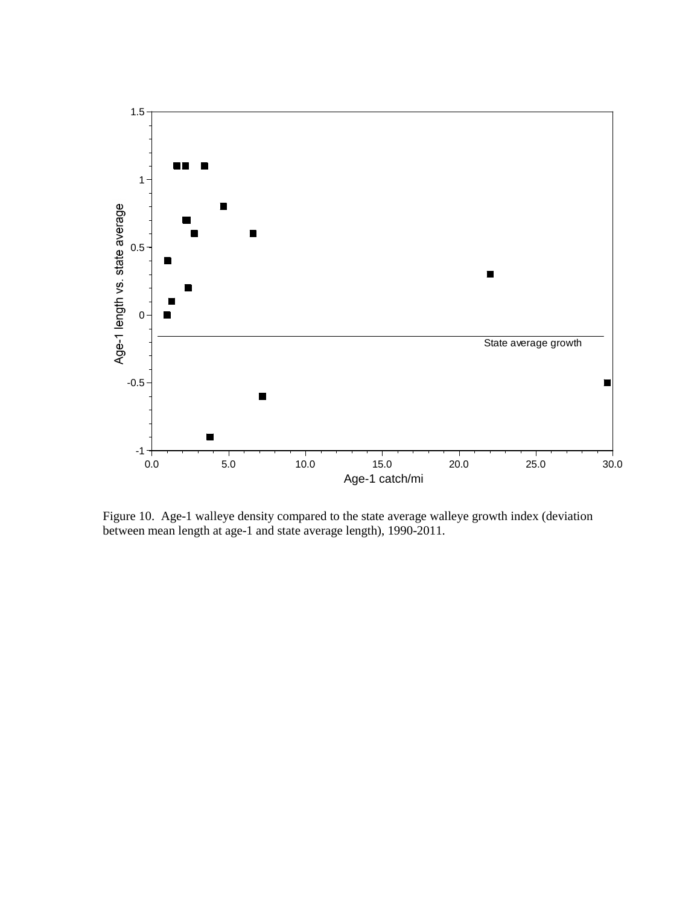Figure 10. Age-1 walleye density compared to the state average walleye growth index (deviation between mean length at age-1 and state average length), 1990-2011.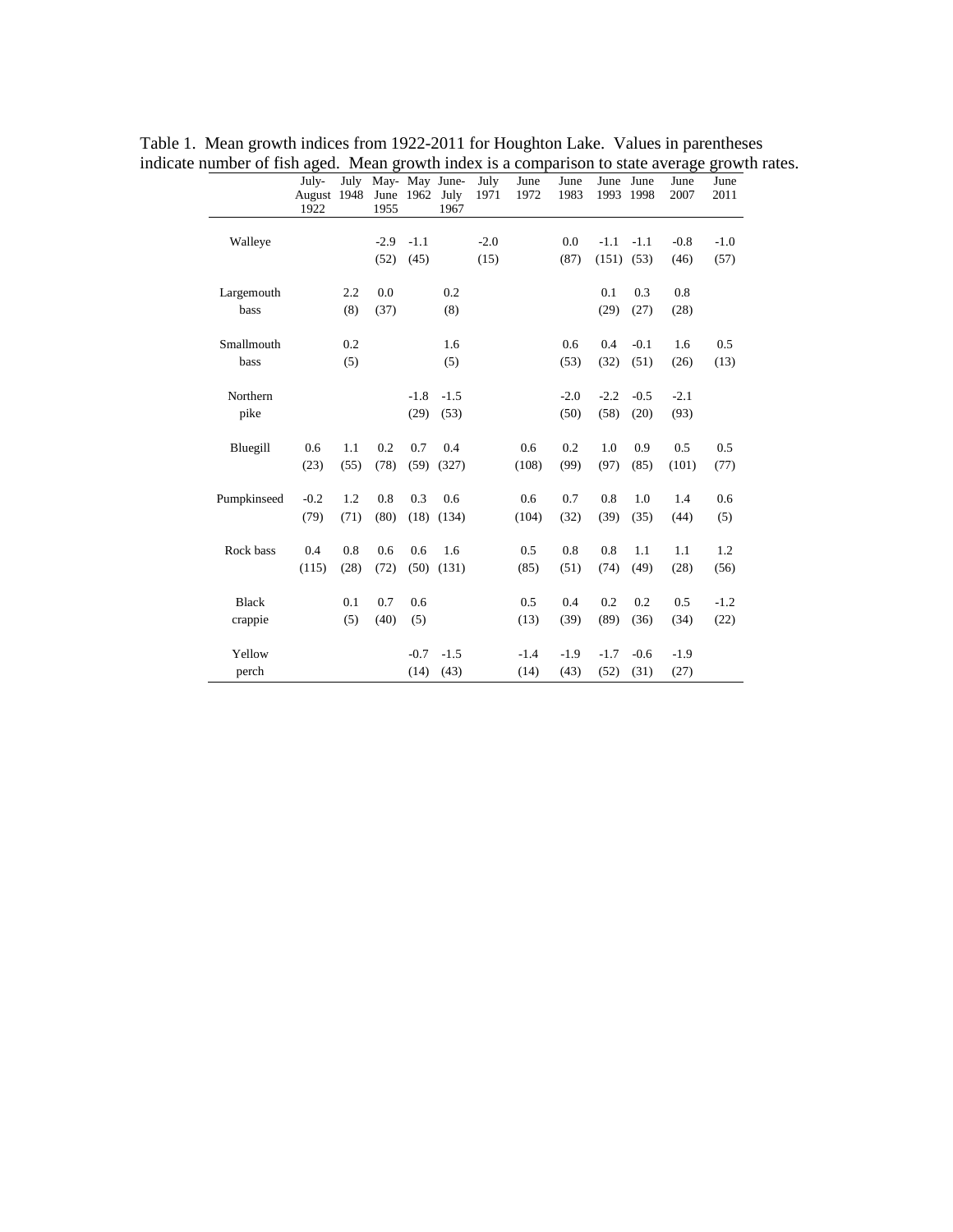Table 1. Mean growth indices from 1922-2011 for Houghton Lake. Values in parentheses indicate number of fish aged. Mean growth index is a comparison to state average growth rates.

| | July-August 1922 | July 1948 | May-June 1955 | May 1962 | June-July 1967 | July 1971 | June 1972 | June 1983 | June 1993 | June 1998 | June 2007 | June 2011 |
|---|---|---|---|---|---|---|---|---|---|---|---|---|
| Walleye | | | -2.9 (52) | -1.1 (45) | | -2.0 (15) | | 0.0 (87) | -1.1 (151) | -1.1 (53) | -0.8 (46) | -1.0 (57) |
| Largemouth bass | | 2.2 (8) | 0.0 (37) | | 0.2 (8) | | | | 0.1 (29) | 0.3 (27) | 0.8 (28) | |
| Smallmouth bass | | 0.2 (5) | | | 1.6 (5) | | | 0.6 (53) | 0.4 (32) | -0.1 (51) | 1.6 (26) | 0.5 (13) |
| Northern pike | | | | -1.8 (29) | -1.5 (53) | | | -2.0 (50) | -2.2 (58) | -0.5 (20) | -2.1 (93) | |
| Bluegill | 0.6 (23) | 1.1 (55) | 0.2 (78) | 0.7 (59) | 0.4 (327) | | 0.6 (108) | 0.2 (99) | 1.0 (97) | 0.9 (85) | 0.5 (101) | 0.5 (77) |
| Pumpkinseed | -0.2 (79) | 1.2 (71) | 0.8 (80) | 0.3 (18) | 0.6 (134) | | 0.6 (104) | 0.7 (32) | 0.8 (39) | 1.0 (35) | 1.4 (44) | 0.6 (5) |
| Rock bass | 0.4 (115) | 0.8 (28) | 0.6 (72) | 0.6 (50) | 1.6 (131) | | 0.5 (85) | 0.8 (51) | 0.8 (74) | 1.1 (49) | 1.1 (28) | 1.2 (56) |
| Black crappie | | 0.1 (5) | 0.7 (40) | 0.6 (5) | | | 0.5 (13) | 0.4 (39) | 0.2 (89) | 0.2 (36) | 0.5 (34) | -1.2 (22) |
| Yellow perch | | | | -0.7 (14) | -1.5 (43) | | -1.4 (14) | -1.9 (43) | -1.7 (52) | -0.6 (31) | -1.9 (27) | |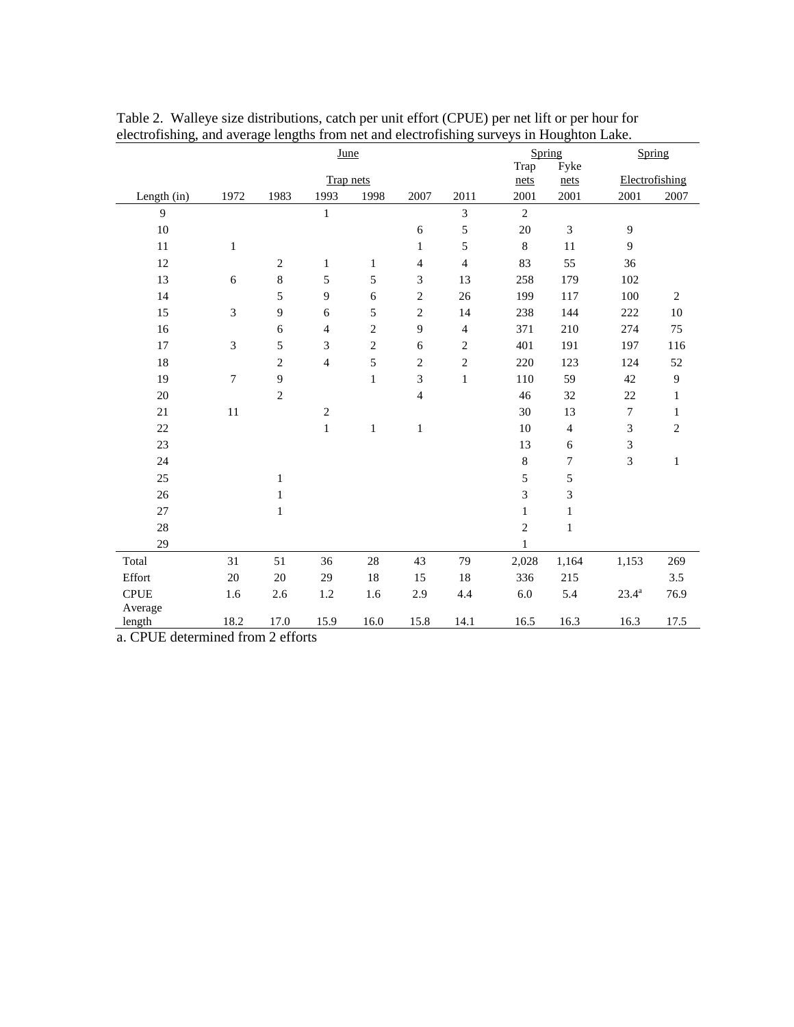Table 2. Walleye size distributions, catch per unit effort (CPUE) per net lift or per hour for electrofishing, and average lengths from net and electrofishing surveys in Houghton Lake.

| | June | | | | | | Spring | | Spring | |
|---|---|---|---|---|---|---|---|---|---|---|
| | Trap nets | | | | | | Trap nets | Fyke nets | Electrofishing | |
| Length (in) | 1972 | 1983 | 1993 | 1998 | 2007 | 2011 | 2001 | 2001 | 2001 | 2007 |
| 9 | | | 1 | | | 3 | 2 | | | |
| 10 | | | | | 6 | 5 | 20 | 3 | 9 | |
| 11 | 1 | | | | 1 | 5 | 8 | 11 | 9 | |
| 12 | | 2 | 1 | 1 | 4 | 4 | 83 | 55 | 36 | |
| 13 | 6 | 8 | 5 | 5 | 3 | 13 | 258 | 179 | 102 | |
| 14 | | 5 | 9 | 6 | 2 | 26 | 199 | 117 | 100 | 2 |
| 15 | 3 | 9 | 6 | 5 | 2 | 14 | 238 | 144 | 222 | 10 |
| 16 | | 6 | 4 | 2 | 9 | 4 | 371 | 210 | 274 | 75 |
| 17 | 3 | 5 | 3 | 2 | 6 | 2 | 401 | 191 | 197 | 116 |
| 18 | | 2 | 4 | 5 | 2 | 2 | 220 | 123 | 124 | 52 |
| 19 | 7 | 9 | | 1 | 3 | 1 | 110 | 59 | 42 | 9 |
| 20 | | 2 | | | 4 | | 46 | 32 | 22 | 1 |
| 21 | 11 | | 2 | | | | 30 | 13 | 7 | 1 |
| 22 | | | 1 | 1 | 1 | | 10 | 4 | 3 | 2 |
| 23 | | | | | | | 13 | 6 | 3 | |
| 24 | | | | | | | 8 | 7 | 3 | 1 |
| 25 | | 1 | | | | | 5 | 5 | | |
| 26 | | 1 | | | | | 3 | 3 | | |
| 27 | | 1 | | | | | 1 | 1 | | |
| 28 | | | | | | | 2 | 1 | | |
| 29 | | | | | | | 1 | | | |
| Total | 31 | 51 | 36 | 28 | 43 | 79 | 2,028 | 1,164 | 1,153 | 269 |
| Effort | 20 | 20 | 29 | 18 | 15 | 18 | 336 | 215 | | 3.5 |
| CPUE | 1.6 | 2.6 | 1.2 | 1.6 | 2.9 | 4.4 | 6.0 | 5.4 | 23.4[a] | 76.9 |
| Average length | 18.2 | 17.0 | 15.9 | 16.0 | 15.8 | 14.1 | 16.5 | 16.3 | 16.3 | 17.5 |

a. CPUE determined from 2 efforts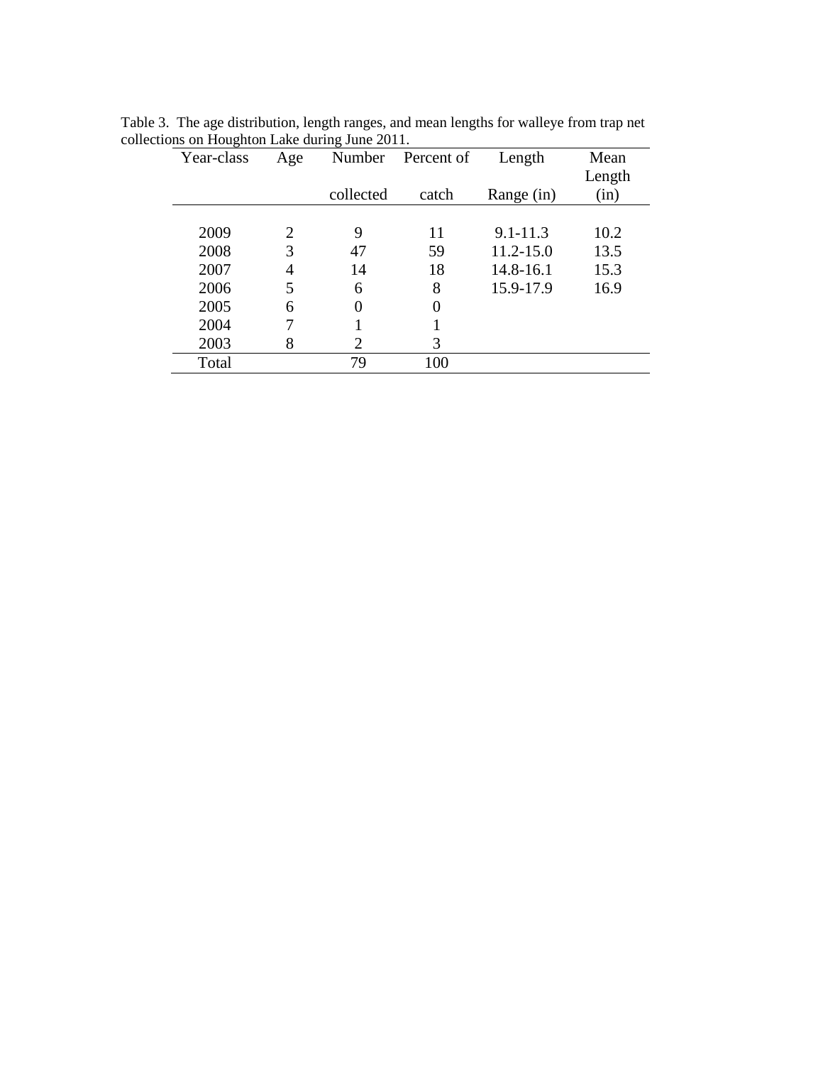Table 3. The age distribution, length ranges, and mean lengths for walleye from trap net collections on Houghton Lake during June 2011.

| Year-class | Age | Number collected | Percent of catch | Length Range (in) | Mean Length (in) |
|---|---|---|---|---|---|
| 2009 | 2 | 9 | 11 | 9.1-11.3 | 10.2 |
| 2008 | 3 | 47 | 59 | 11.2-15.0 | 13.5 |
| 2007 | 4 | 14 | 18 | 14.8-16.1 | 15.3 |
| 2006 | 5 | 6 | 8 | 15.9-17.9 | 16.9 |
| 2005 | 6 | 0 | 0 | | |
| 2004 | 7 | 1 | 1 | | |
| 2003 | 8 | 2 | 3 | | |
| Total | | 79 | 100 | | |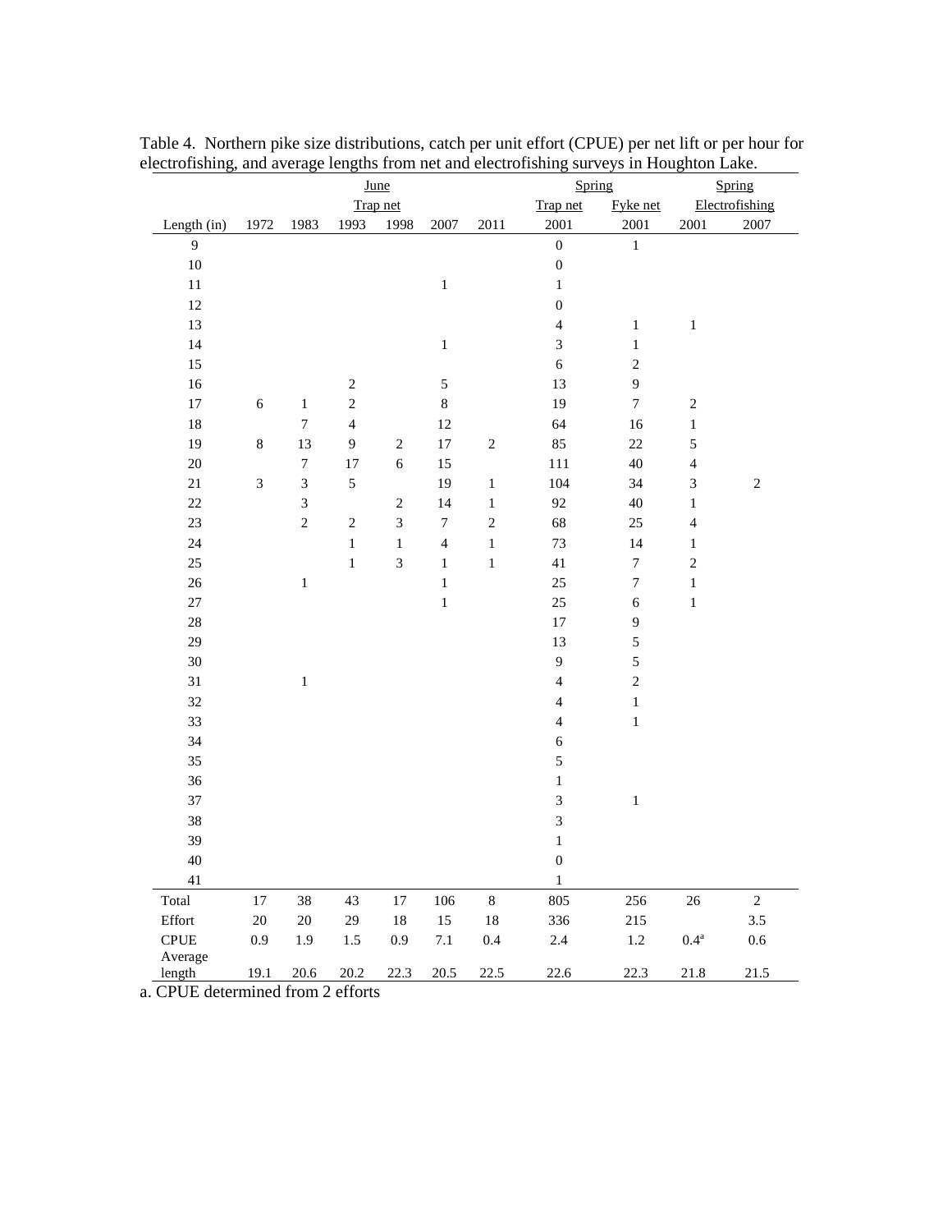Table 4. Northern pike size distributions, catch per unit effort (CPUE) per net lift or per hour for electrofishing, and average lengths from net and electrofishing surveys in Houghton Lake.

| | June | | | | | | Spring | | Spring | |
|---|---|---|---|---|---|---|---|---|---|---|
| | Trap net | | | | | | Trap net | Fyke net | Electrofishing | |
| Length (in) | 1972 | 1983 | 1993 | 1998 | 2007 | 2011 | 2001 | 2001 | 2001 | 2007 |
| 9 | | | | | | | 0 | 1 | | |
| 10 | | | | | | | 0 | | | |
| 11 | | | | | 1 | | 1 | | | |
| 12 | | | | | | | 0 | | | |
| 13 | | | | | | | 4 | 1 | 1 | |
| 14 | | | | | 1 | | 3 | 1 | | |
| 15 | | | | | | | 6 | 2 | | |
| 16 | | | 2 | | 5 | | 13 | 9 | | |
| 17 | 6 | 1 | 2 | | 8 | | 19 | 7 | 2 | |
| 18 | | 7 | 4 | | 12 | | 64 | 16 | 1 | |
| 19 | 8 | 13 | 9 | 2 | 17 | 2 | 85 | 22 | 5 | |
| 20 | | 7 | 17 | 6 | 15 | | 111 | 40 | 4 | |
| 21 | 3 | 3 | 5 | | 19 | 1 | 104 | 34 | 3 | 2 |
| 22 | | 3 | | 2 | 14 | 1 | 92 | 40 | 1 | |
| 23 | | 2 | 2 | 3 | 7 | 2 | 68 | 25 | 4 | |
| 24 | | | 1 | 1 | 4 | 1 | 73 | 14 | 1 | |
| 25 | | | 1 | 3 | 1 | 1 | 41 | 7 | 2 | |
| 26 | | 1 | | | 1 | | 25 | 7 | 1 | |
| 27 | | | | | 1 | | 25 | 6 | 1 | |
| 28 | | | | | | | 17 | 9 | | |
| 29 | | | | | | | 13 | 5 | | |
| 30 | | | | | | | 9 | 5 | | |
| 31 | | 1 | | | | | 4 | 2 | | |
| 32 | | | | | | | 4 | 1 | | |
| 33 | | | | | | | 4 | 1 | | |
| 34 | | | | | | | 6 | | | |
| 35 | | | | | | | 5 | | | |
| 36 | | | | | | | 1 | | | |
| 37 | | | | | | | 3 | 1 | | |
| 38 | | | | | | | 3 | | | |
| 39 | | | | | | | 1 | | | |
| 40 | | | | | | | 0 | | | |
| 41 | | | | | | | 1 | | | |
| Total | 17 | 38 | 43 | 17 | 106 | 8 | 805 | 256 | 26 | 2 |
| Effort | 20 | 20 | 29 | 18 | 15 | 18 | 336 | 215 | | 3.5 |
| CPUE | 0.9 | 1.9 | 1.5 | 0.9 | 7.1 | 0.4 | 2.4 | 1.2 | 0.4[a] | 0.6 |
| Average length | 19.1 | 20.6 | 20.2 | 22.3 | 20.5 | 22.5 | 22.6 | 22.3 | 21.8 | 21.5 |

a. CPUE determined from 2 efforts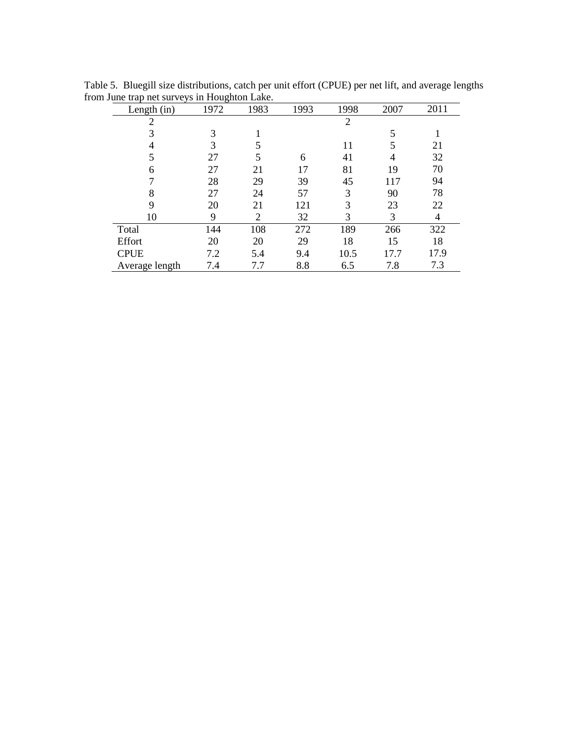Table 5. Bluegill size distributions, catch per unit effort (CPUE) per net lift, and average lengths from June trap net surveys in Houghton Lake.

| Length (in) | 1972 | 1983 | 1993 | 1998 | 2007 | 2011 |
|---|---|---|---|---|---|---|
| 2 | | | | 2 | | |
| 3 | 3 | 1 | | | 5 | 1 |
| 4 | 3 | 5 | | 11 | 5 | 21 |
| 5 | 27 | 5 | 6 | 41 | 4 | 32 |
| 6 | 27 | 21 | 17 | 81 | 19 | 70 |
| 7 | 28 | 29 | 39 | 45 | 117 | 94 |
| 8 | 27 | 24 | 57 | 3 | 90 | 78 |
| 9 | 20 | 21 | 121 | 3 | 23 | 22 |
| 10 | 9 | 2 | 32 | 3 | 3 | 4 |
| Total | 144 | 108 | 272 | 189 | 266 | 322 |
| Effort | 20 | 20 | 29 | 18 | 15 | 18 |
| CPUE | 7.2 | 5.4 | 9.4 | 10.5 | 17.7 | 17.9 |
| Average length | 7.4 | 7.7 | 8.8 | 6.5 | 7.8 | 7.3 |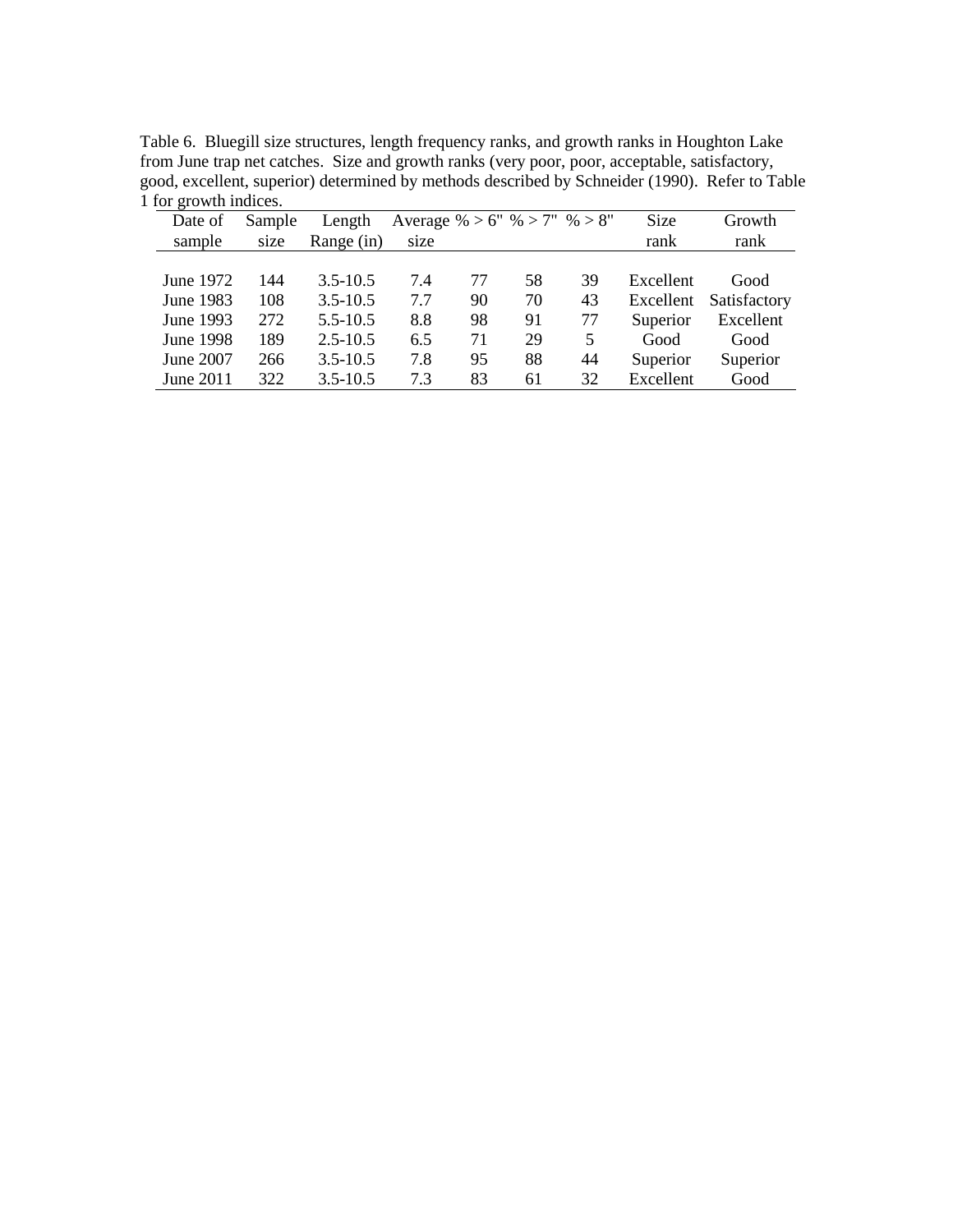Table 6. Bluegill size structures, length frequency ranks, and growth ranks in Houghton Lake from June trap net catches. Size and growth ranks (very poor, poor, acceptable, satisfactory, good, excellent, superior) determined by methods described by Schneider (1990). Refer to Table 1 for growth indices.

| Date of sample | Sample size | Length Range (in) | Average size | % > 6" | % > 7" | % > 8" | Size rank | Growth rank |
|---|---|---|---|---|---|---|---|---|
| June 1972 | 144 | 3.5-10.5 | 7.4 | 77 | 58 | 39 | Excellent | Good |
| June 1983 | 108 | 3.5-10.5 | 7.7 | 90 | 70 | 43 | Excellent | Satisfactory |
| June 1993 | 272 | 5.5-10.5 | 8.8 | 98 | 91 | 77 | Superior | Excellent |
| June 1998 | 189 | 2.5-10.5 | 6.5 | 71 | 29 | 5 | Good | Good |
| June 2007 | 266 | 3.5-10.5 | 7.8 | 95 | 88 | 44 | Superior | Superior |
| June 2011 | 322 | 3.5-10.5 | 7.3 | 83 | 61 | 32 | Excellent | Good |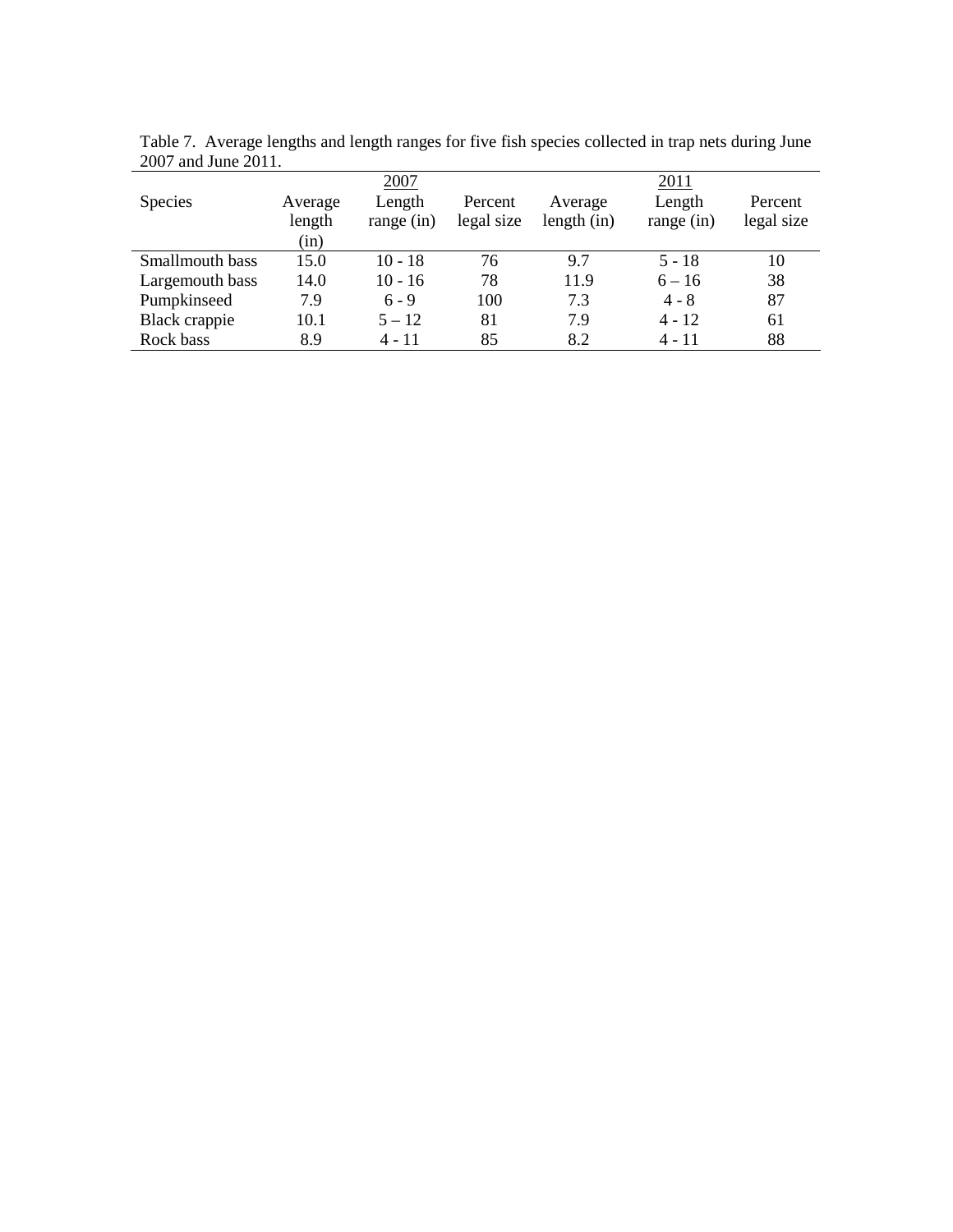Table 7. Average lengths and length ranges for five fish species collected in trap nets during June 2007 and June 2011.

| Species | 2007 | | | 2011 | | |
|---|---|---|---|---|---|---|
| | Average length (in) | Length range (in) | Percent legal size | Average length (in) | Length range (in) | Percent legal size |
| Smallmouth bass | 15.0 | 10 - 18 | 76 | 9.7 | 5 - 18 | 10 |
| Largemouth bass | 14.0 | 10 - 16 | 78 | 11.9 | 6 – 16 | 38 |
| Pumpkinseed | 7.9 | 6 - 9 | 100 | 7.3 | 4 - 8 | 87 |
| Black crappie | 10.1 | 5 – 12 | 81 | 7.9 | 4 - 12 | 61 |
| Rock bass | 8.9 | 4 - 11 | 85 | 8.2 | 4 - 11 | 88 |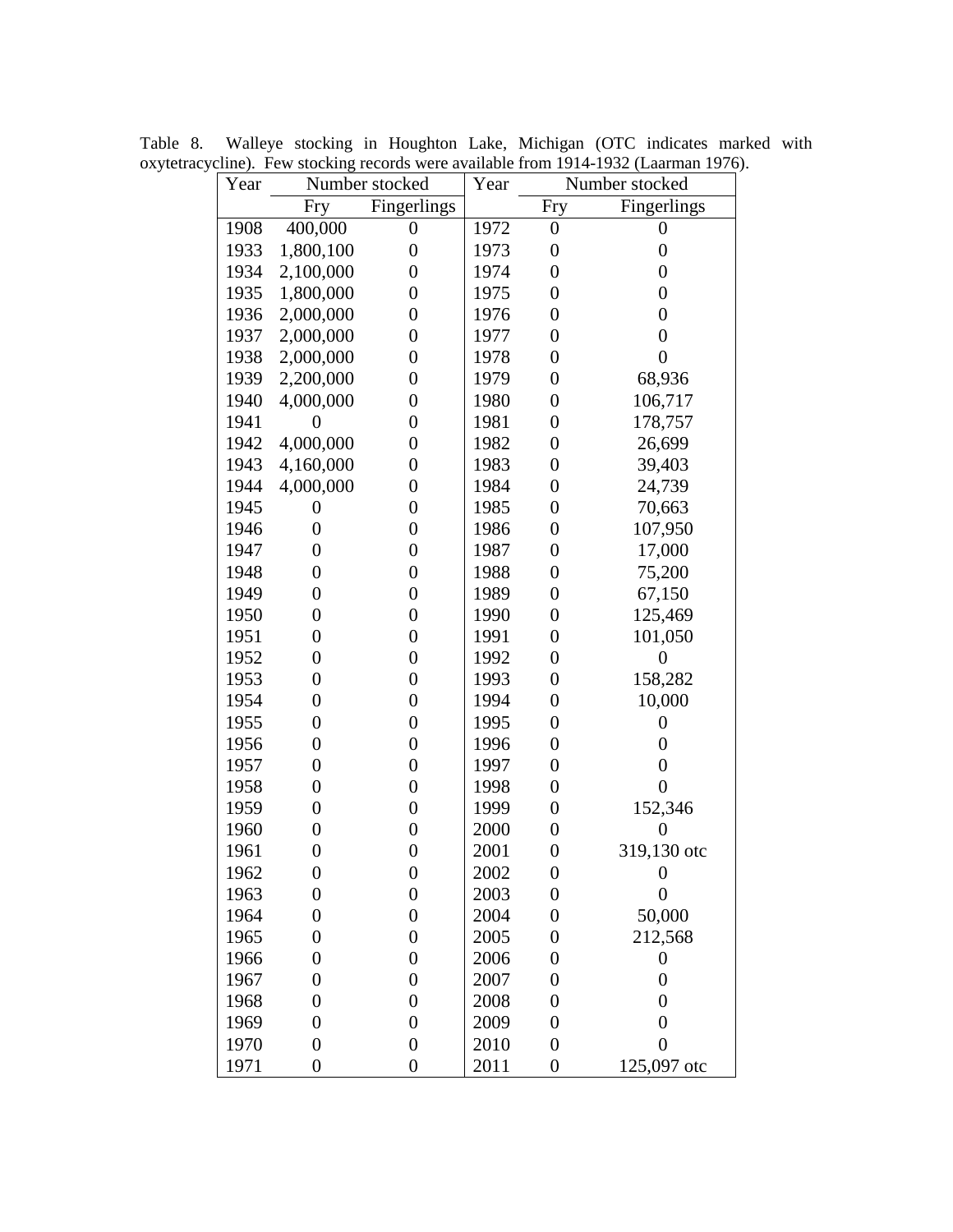Table 8. Walleye stocking in Houghton Lake, Michigan (OTC indicates marked with oxytetracycline). Few stocking records were available from 1914-1932 (Laarman 1976).

| Year | Number stocked | | Year | Number stocked | |
|---|---|---|---|---|---|
| | Fry | Fingerlings | | Fry | Fingerlings |
| 1908 | 400,000 | 0 | 1972 | 0 | 0 |
| 1933 | 1,800,100 | 0 | 1973 | 0 | 0 |
| 1934 | 2,100,000 | 0 | 1974 | 0 | 0 |
| 1935 | 1,800,000 | 0 | 1975 | 0 | 0 |
| 1936 | 2,000,000 | 0 | 1976 | 0 | 0 |
| 1937 | 2,000,000 | 0 | 1977 | 0 | 0 |
| 1938 | 2,000,000 | 0 | 1978 | 0 | 0 |
| 1939 | 2,200,000 | 0 | 1979 | 0 | 68,936 |
| 1940 | 4,000,000 | 0 | 1980 | 0 | 106,717 |
| 1941 | 0 | 0 | 1981 | 0 | 178,757 |
| 1942 | 4,000,000 | 0 | 1982 | 0 | 26,699 |
| 1943 | 4,160,000 | 0 | 1983 | 0 | 39,403 |
| 1944 | 4,000,000 | 0 | 1984 | 0 | 24,739 |
| 1945 | 0 | 0 | 1985 | 0 | 70,663 |
| 1946 | 0 | 0 | 1986 | 0 | 107,950 |
| 1947 | 0 | 0 | 1987 | 0 | 17,000 |
| 1948 | 0 | 0 | 1988 | 0 | 75,200 |
| 1949 | 0 | 0 | 1989 | 0 | 67,150 |
| 1950 | 0 | 0 | 1990 | 0 | 125,469 |
| 1951 | 0 | 0 | 1991 | 0 | 101,050 |
| 1952 | 0 | 0 | 1992 | 0 | 0 |
| 1953 | 0 | 0 | 1993 | 0 | 158,282 |
| 1954 | 0 | 0 | 1994 | 0 | 10,000 |
| 1955 | 0 | 0 | 1995 | 0 | 0 |
| 1956 | 0 | 0 | 1996 | 0 | 0 |
| 1957 | 0 | 0 | 1997 | 0 | 0 |
| 1958 | 0 | 0 | 1998 | 0 | 0 |
| 1959 | 0 | 0 | 1999 | 0 | 152,346 |
| 1960 | 0 | 0 | 2000 | 0 | 0 |
| 1961 | 0 | 0 | 2001 | 0 | 319,130 otc |
| 1962 | 0 | 0 | 2002 | 0 | 0 |
| 1963 | 0 | 0 | 2003 | 0 | 0 |
| 1964 | 0 | 0 | 2004 | 0 | 50,000 |
| 1965 | 0 | 0 | 2005 | 0 | 212,568 |
| 1966 | 0 | 0 | 2006 | 0 | 0 |
| 1967 | 0 | 0 | 2007 | 0 | 0 |
| 1968 | 0 | 0 | 2008 | 0 | 0 |
| 1969 | 0 | 0 | 2009 | 0 | 0 |
| 1970 | 0 | 0 | 2010 | 0 | 0 |
| 1971 | 0 | 0 | 2011 | 0 | 125,097 otc |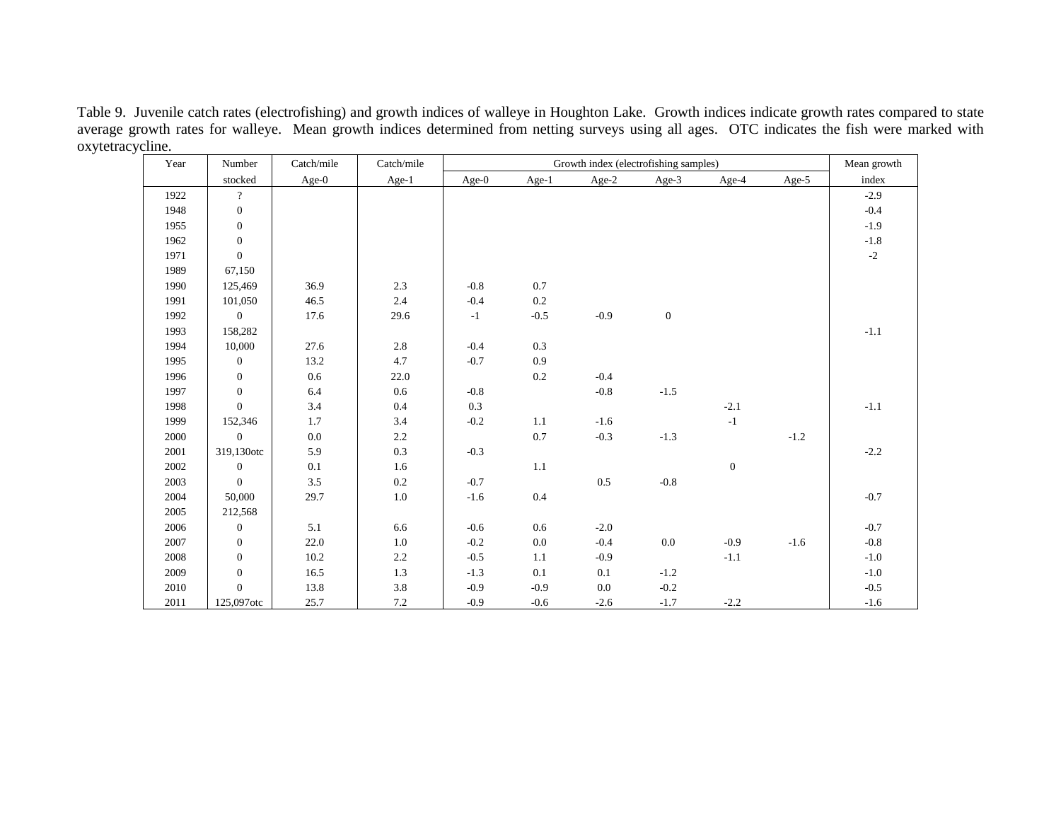Table 9. Juvenile catch rates (electrofishing) and growth indices of walleye in Houghton Lake. Growth indices indicate growth rates compared to state average growth rates for walleye. Mean growth indices determined from netting surveys using all ages. OTC indicates the fish were marked with oxytetracycline.

| Year | Number stocked | Catch/mile Age-0 | Catch/mile Age-1 | Growth index (electrofishing samples) | | | | | | Mean growth index |
|---|---|---|---|---|---|---|---|---|---|---|
| | | | | Age-0 | Age-1 | Age-2 | Age-3 | Age-4 | Age-5 | |
| 1922 | ? | | | | | | | | | -2.9 |
| 1948 | 0 | | | | | | | | | -0.4 |
| 1955 | 0 | | | | | | | | | -1.9 |
| 1962 | 0 | | | | | | | | | -1.8 |
| 1971 | 0 | | | | | | | | | -2 |
| 1989 | 67,150 | | | | | | | | | |
| 1990 | 125,469 | 36.9 | 2.3 | -0.8 | 0.7 | | | | | |
| 1991 | 101,050 | 46.5 | 2.4 | -0.4 | 0.2 | | | | | |
| 1992 | 0 | 17.6 | 29.6 | -1 | -0.5 | -0.9 | 0 | | | |
| 1993 | 158,282 | | | | | | | | | -1.1 |
| 1994 | 10,000 | 27.6 | 2.8 | -0.4 | 0.3 | | | | | |
| 1995 | 0 | 13.2 | 4.7 | -0.7 | 0.9 | | | | | |
| 1996 | 0 | 0.6 | 22.0 | | 0.2 | -0.4 | | | | |
| 1997 | 0 | 6.4 | 0.6 | -0.8 | | -0.8 | -1.5 | | | |
| 1998 | 0 | 3.4 | 0.4 | 0.3 | | | | -2.1 | | -1.1 |
| 1999 | 152,346 | 1.7 | 3.4 | -0.2 | 1.1 | -1.6 | | -1 | | |
| 2000 | 0 | 0.0 | 2.2 | | 0.7 | -0.3 | -1.3 | | -1.2 | |
| 2001 | 319,130otc | 5.9 | 0.3 | -0.3 | | | | | | -2.2 |
| 2002 | 0 | 0.1 | 1.6 | | 1.1 | | | 0 | | |
| 2003 | 0 | 3.5 | 0.2 | -0.7 | | 0.5 | -0.8 | | | |
| 2004 | 50,000 | 29.7 | 1.0 | -1.6 | 0.4 | | | | | -0.7 |
| 2005 | 212,568 | | | | | | | | | |
| 2006 | 0 | 5.1 | 6.6 | -0.6 | 0.6 | -2.0 | | | | -0.7 |
| 2007 | 0 | 22.0 | 1.0 | -0.2 | 0.0 | -0.4 | 0.0 | -0.9 | -1.6 | -0.8 |
| 2008 | 0 | 10.2 | 2.2 | -0.5 | 1.1 | -0.9 | | -1.1 | | -1.0 |
| 2009 | 0 | 16.5 | 1.3 | -1.3 | 0.1 | 0.1 | -1.2 | | | -1.0 |
| 2010 | 0 | 13.8 | 3.8 | -0.9 | -0.9 | 0.0 | -0.2 | | | -0.5 |
| 2011 | 125,097otc | 25.7 | 7.2 | -0.9 | -0.6 | -2.6 | -1.7 | -2.2 | | -1.6 |